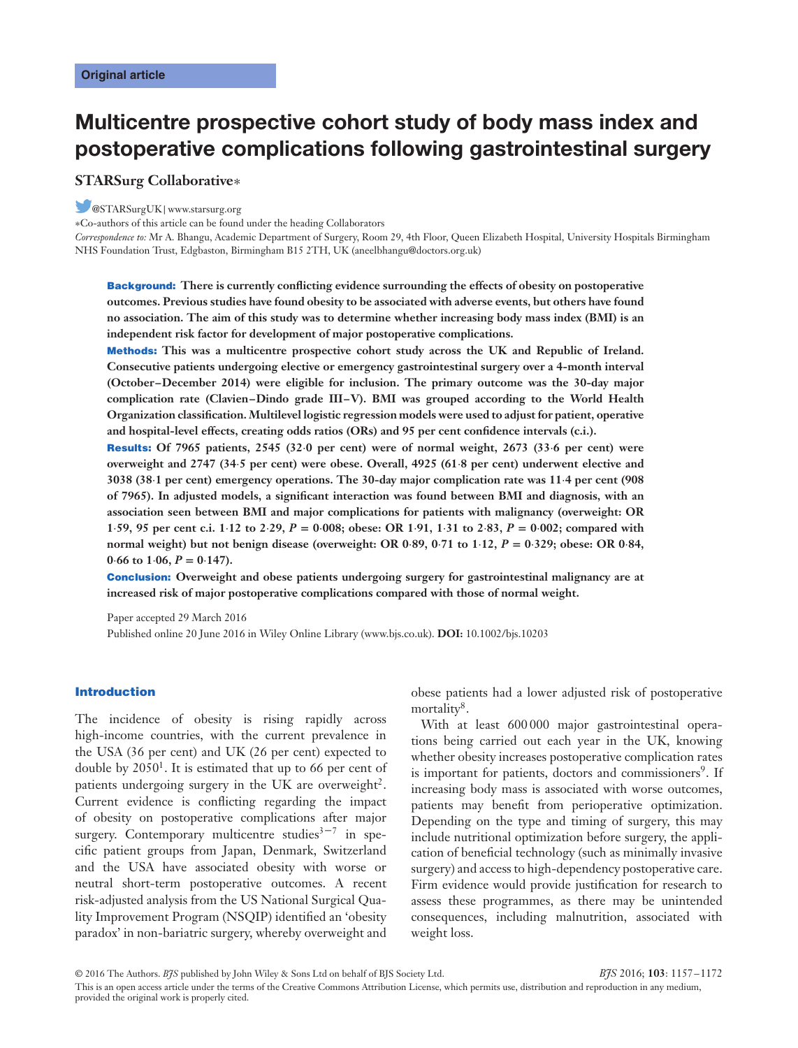Original article

# Multicentre prospective cohort study of body mass index and postoperative complications following gastrointestinal surgery

**STARSurg Collaborative***

@STARSurgUK | www.starsurg.org

*Co-authors of this article can be found under the heading Collaborators

*Correspondence to:* Mr A. Bhangu, Academic Department of Surgery, Room 29, 4th Floor, Queen Elizabeth Hospital, University Hospitals Birmingham NHS Foundation Trust, Edgbaston, Birmingham B15 2TH, UK (aneelbhangu@doctors.org.uk)

**Background:** **There is currently conflicting evidence surrounding the effects of obesity on postoperative outcomes. Previous studies have found obesity to be associated with adverse events, but others have found no association. The aim of this study was to determine whether increasing body mass index (BMI) is an independent risk factor for development of major postoperative complications.**

**Methods:** **This was a multicentre prospective cohort study across the UK and Republic of Ireland. Consecutive patients undergoing elective or emergency gastrointestinal surgery over a 4-month interval (October–December 2014) were eligible for inclusion. The primary outcome was the 30-day major complication rate (Clavien–Dindo grade III–V). BMI was grouped according to the World Health Organization classification. Multilevel logistic regression models were used to adjust for patient, operative and hospital-level effects, creating odds ratios (ORs) and 95 per cent confidence intervals (c.i.).**

**Results:** **Of 7965 patients, 2545 (32·0 per cent) were of normal weight, 2673 (33·6 per cent) were overweight and 2747 (34·5 per cent) were obese. Overall, 4925 (61·8 per cent) underwent elective and 3038 (38·1 per cent) emergency operations. The 30-day major complication rate was 11·4 per cent (908 of 7965). In adjusted models, a significant interaction was found between BMI and diagnosis, with an association seen between BMI and major complications for patients with malignancy (overweight: OR 1·59, 95 per cent c.i. 1·12 to 2·29, *P* = 0·008; obese: OR 1·91, 1·31 to 2·83, *P* = 0·002; compared with normal weight) but not benign disease (overweight: OR 0·89, 0·71 to 1·12, *P* = 0·329; obese: OR 0·84, 0·66 to 1·06, *P* = 0·147).**

**Conclusion:** **Overweight and obese patients undergoing surgery for gastrointestinal malignancy are at increased risk of major postoperative complications compared with those of normal weight.**

Paper accepted 29 March 2016

Published online 20 June 2016 in Wiley Online Library (www.bjs.co.uk). **DOI:** 10.1002/bjs.10203

## Introduction

The incidence of obesity is rising rapidly across high-income countries, with the current prevalence in the USA (36 per cent) and UK (26 per cent) expected to double by 2050[1]. It is estimated that up to 66 per cent of patients undergoing surgery in the UK are overweight[2]. Current evidence is conflicting regarding the impact of obesity on postoperative complications after major surgery. Contemporary multicentre studies[3–7] in specific patient groups from Japan, Denmark, Switzerland and the USA have associated obesity with worse or neutral short-term postoperative outcomes. A recent risk-adjusted analysis from the US National Surgical Quality Improvement Program (NSQIP) identified an 'obesity paradox' in non-bariatric surgery, whereby overweight and obese patients had a lower adjusted risk of postoperative mortality[8].

With at least 600 000 major gastrointestinal operations being carried out each year in the UK, knowing whether obesity increases postoperative complication rates is important for patients, doctors and commissioners[9]. If increasing body mass is associated with worse outcomes, patients may benefit from perioperative optimization. Depending on the type and timing of surgery, this may include nutritional optimization before surgery, the application of beneficial technology (such as minimally invasive surgery) and access to high-dependency postoperative care. Firm evidence would provide justification for research to assess these programmes, as there may be unintended consequences, including malnutrition, associated with weight loss.

© 2016 The Authors. *BJS* published by John Wiley & Sons Ltd on behalf of BJS Society Ltd.

This is an open access article under the terms of the Creative Commons Attribution License, which permits use, distribution and reproduction in any medium, provided the original work is properly cited.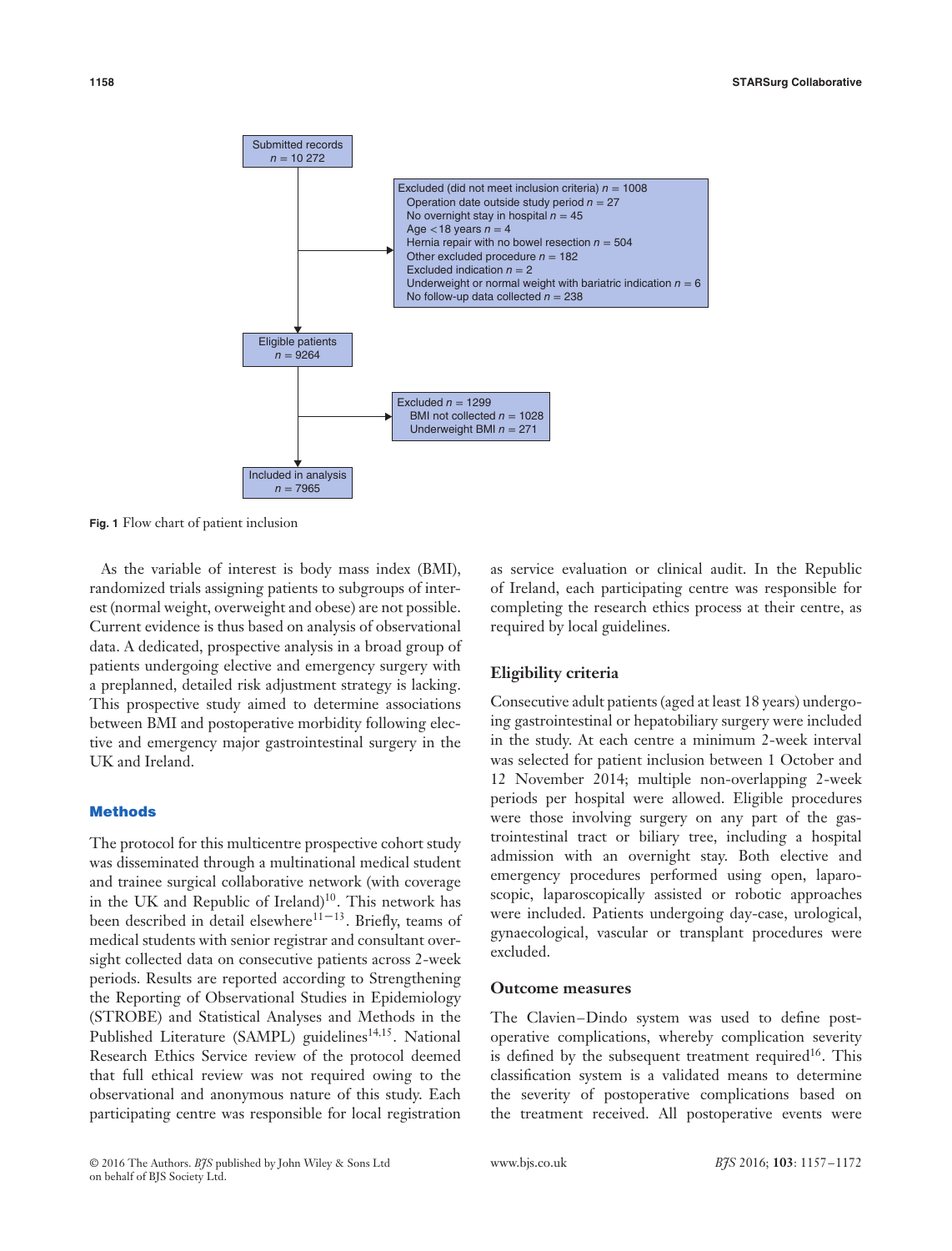Submitted records
$n$ = 10 272

Excluded (did not meet inclusion criteria) $n$ = 1008
- Operation date outside study period $n$ = 27
- No overnight stay in hospital $n$ = 45
- Age <18 years $n$ = 4
- Hernia repair with no bowel resection $n$ = 504
- Other excluded procedure $n$ = 182
- Excluded indication $n$ = 2
- Underweight or normal weight with bariatric indication $n$ = 6
- No follow-up data collected $n$ = 238

Eligible patients
$n$ = 9264

Excluded $n$ = 1299
- BMI not collected $n$ = 1028
- Underweight BMI $n$ = 271

Included in analysis
$n$ = 7965

**Fig. 1** Flow chart of patient inclusion

As the variable of interest is body mass index (BMI), randomized trials assigning patients to subgroups of interest (normal weight, overweight and obese) are not possible. Current evidence is thus based on analysis of observational data. A dedicated, prospective analysis in a broad group of patients undergoing elective and emergency surgery with a preplanned, detailed risk adjustment strategy is lacking. This prospective study aimed to determine associations between BMI and postoperative morbidity following elective and emergency major gastrointestinal surgery in the UK and Ireland.

## Methods

The protocol for this multicentre prospective cohort study was disseminated through a multinational medical student and trainee surgical collaborative network (with coverage in the UK and Republic of Ireland)[10]. This network has been described in detail elsewhere[11–13]. Briefly, teams of medical students with senior registrar and consultant oversight collected data on consecutive patients across 2-week periods. Results are reported according to Strengthening the Reporting of Observational Studies in Epidemiology (STROBE) and Statistical Analyses and Methods in the Published Literature (SAMPL) guidelines[14,15]. National Research Ethics Service review of the protocol deemed that full ethical review was not required owing to the observational and anonymous nature of this study. Each participating centre was responsible for local registration as service evaluation or clinical audit. In the Republic of Ireland, each participating centre was responsible for completing the research ethics process at their centre, as required by local guidelines.

### Eligibility criteria

Consecutive adult patients (aged at least 18 years) undergoing gastrointestinal or hepatobiliary surgery were included in the study. At each centre a minimum 2-week interval was selected for patient inclusion between 1 October and 12 November 2014; multiple non-overlapping 2-week periods per hospital were allowed. Eligible procedures were those involving surgery on any part of the gastrointestinal tract or biliary tree, including a hospital admission with an overnight stay. Both elective and emergency procedures performed using open, laparoscopic, laparoscopically assisted or robotic approaches were included. Patients undergoing day-case, urological, gynaecological, vascular or transplant procedures were excluded.

### Outcome measures

The Clavien–Dindo system was used to define postoperative complications, whereby complication severity is defined by the subsequent treatment required[16]. This classification system is a validated means to determine the severity of postoperative complications based on the treatment received. All postoperative events were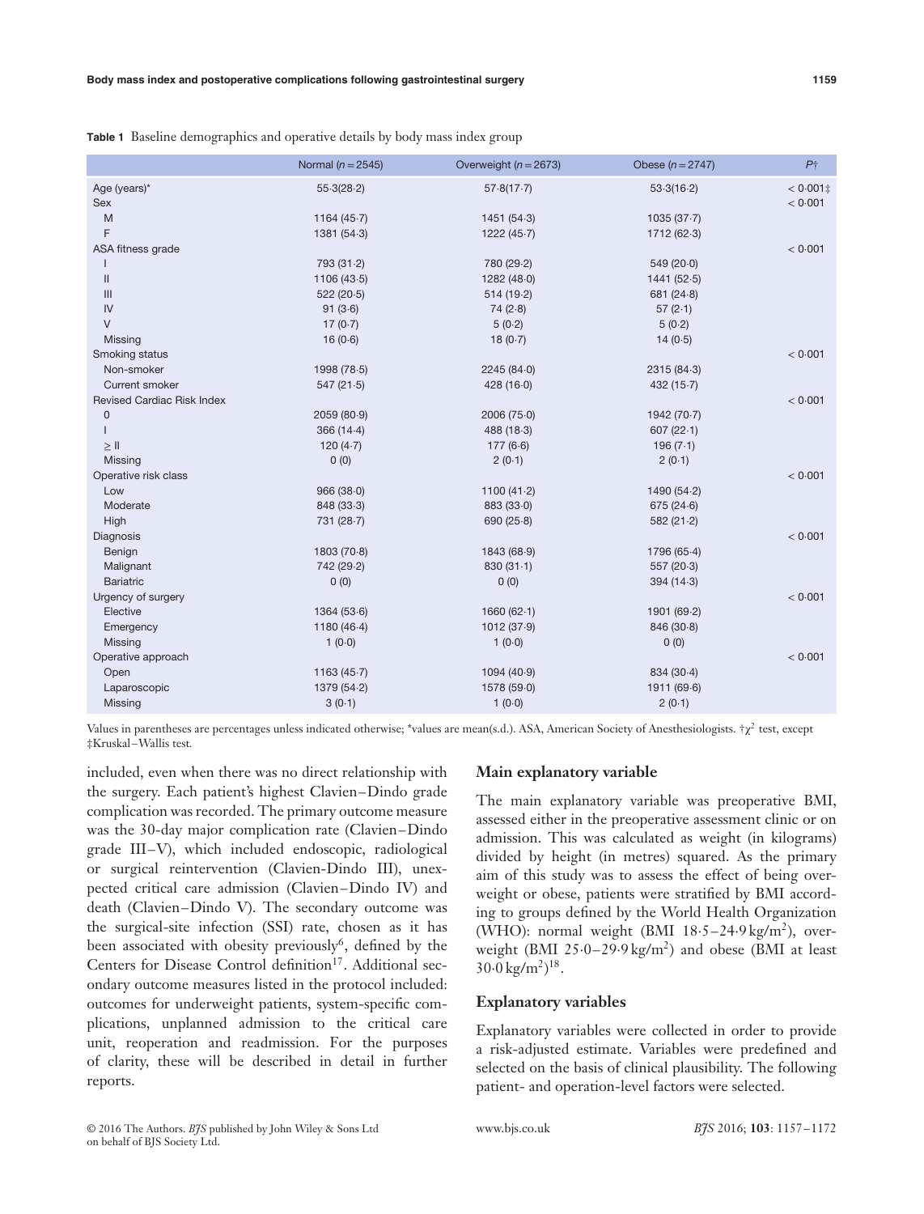**Table 1** Baseline demographics and operative details by body mass index group

| | Normal ($n = 2545$) | Overweight ($n = 2673$) | Obese ($n = 2747$) | $P$† |
|---|---|---|---|---|
| Age (years)* | 55·3(28·2) | 57·8(17·7) | 53·3(16·2) | < 0·001‡ |
| Sex | | | | < 0·001 |
| M | 1164 (45·7) | 1451 (54·3) | 1035 (37·7) | |
| F | 1381 (54·3) | 1222 (45·7) | 1712 (62·3) | |
| ASA fitness grade | | | | < 0·001 |
| I | 793 (31·2) | 780 (29·2) | 549 (20·0) | |
| II | 1106 (43·5) | 1282 (48·0) | 1441 (52·5) | |
| III | 522 (20·5) | 514 (19·2) | 681 (24·8) | |
| IV | 91 (3·6) | 74 (2·8) | 57 (2·1) | |
| V | 17 (0·7) | 5 (0·2) | 5 (0·2) | |
| Missing | 16 (0·6) | 18 (0·7) | 14 (0·5) | |
| Smoking status | | | | < 0·001 |
| Non-smoker | 1998 (78·5) | 2245 (84·0) | 2315 (84·3) | |
| Current smoker | 547 (21·5) | 428 (16·0) | 432 (15·7) | |
| Revised Cardiac Risk Index | | | | < 0·001 |
| 0 | 2059 (80·9) | 2006 (75·0) | 1942 (70·7) | |
| I | 366 (14·4) | 488 (18·3) | 607 (22·1) | |
| ≥ II | 120 (4·7) | 177 (6·6) | 196 (7·1) | |
| Missing | 0 (0) | 2 (0·1) | 2 (0·1) | |
| Operative risk class | | | | < 0·001 |
| Low | 966 (38·0) | 1100 (41·2) | 1490 (54·2) | |
| Moderate | 848 (33·3) | 883 (33·0) | 675 (24·6) | |
| High | 731 (28·7) | 690 (25·8) | 582 (21·2) | |
| Diagnosis | | | | < 0·001 |
| Benign | 1803 (70·8) | 1843 (68·9) | 1796 (65·4) | |
| Malignant | 742 (29·2) | 830 (31·1) | 557 (20·3) | |
| Bariatric | 0 (0) | 0 (0) | 394 (14·3) | |
| Urgency of surgery | | | | < 0·001 |
| Elective | 1364 (53·6) | 1660 (62·1) | 1901 (69·2) | |
| Emergency | 1180 (46·4) | 1012 (37·9) | 846 (30·8) | |
| Missing | 1 (0·0) | 1 (0·0) | 0 (0) | |
| Operative approach | | | | < 0·001 |
| Open | 1163 (45·7) | 1094 (40·9) | 834 (30·4) | |
| Laparoscopic | 1379 (54·2) | 1578 (59·0) | 1911 (69·6) | |
| Missing | 3 (0·1) | 1 (0·0) | 2 (0·1) | |

Values in parentheses are percentages unless indicated otherwise; *values are mean(s.d.). ASA, American Society of Anesthesiologists. †$\chi^2$ test, except ‡Kruskal–Wallis test.

included, even when there was no direct relationship with the surgery. Each patient's highest Clavien–Dindo grade complication was recorded. The primary outcome measure was the 30-day major complication rate (Clavien–Dindo grade III–V), which included endoscopic, radiological or surgical reintervention (Clavien-Dindo III), unexpected critical care admission (Clavien–Dindo IV) and death (Clavien–Dindo V). The secondary outcome was the surgical-site infection (SSI) rate, chosen as it has been associated with obesity previously[6], defined by the Centers for Disease Control definition[17]. Additional secondary outcome measures listed in the protocol included: outcomes for underweight patients, system-specific complications, unplanned admission to the critical care unit, reoperation and readmission. For the purposes of clarity, these will be described in detail in further reports.

## Main explanatory variable

The main explanatory variable was preoperative BMI, assessed either in the preoperative assessment clinic or on admission. This was calculated as weight (in kilograms) divided by height (in metres) squared. As the primary aim of this study was to assess the effect of being overweight or obese, patients were stratified by BMI according to groups defined by the World Health Organization (WHO): normal weight (BMI 18·5–24·9 kg/m$^2$), overweight (BMI 25·0–29·9 kg/m$^2$) and obese (BMI at least 30·0 kg/m$^2$)[18].

## Explanatory variables

Explanatory variables were collected in order to provide a risk-adjusted estimate. Variables were predefined and selected on the basis of clinical plausibility. The following patient- and operation-level factors were selected.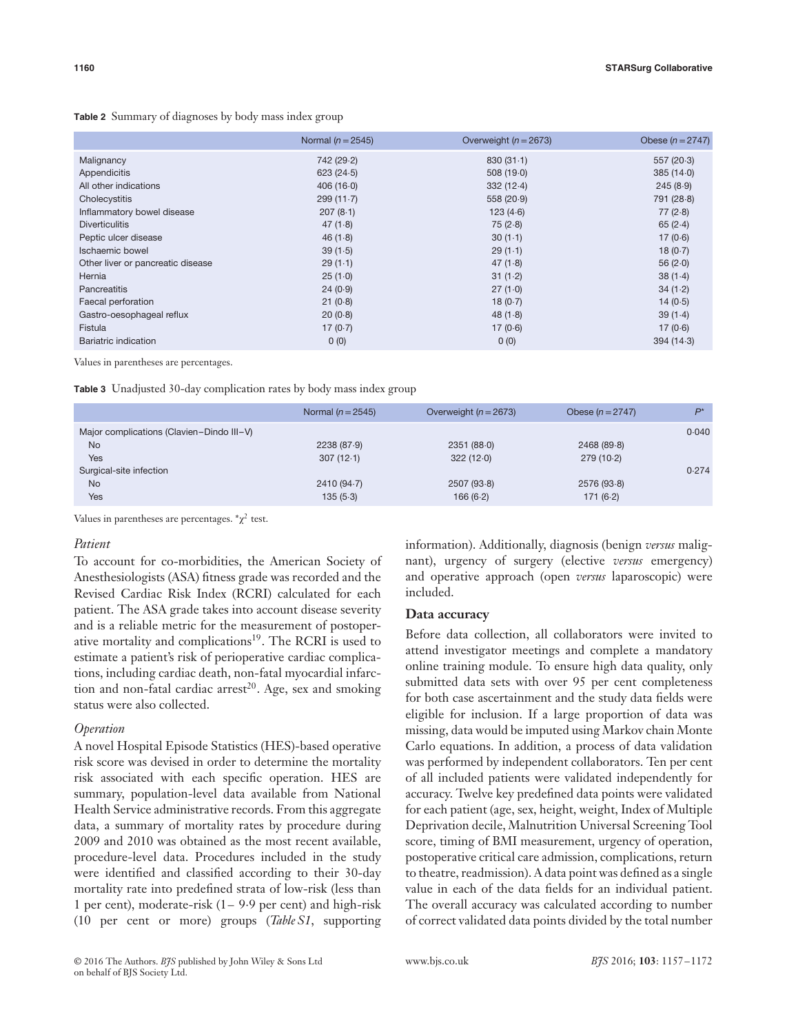**Table 2** Summary of diagnoses by body mass index group

| | Normal ($n = 2545$) | Overweight ($n = 2673$) | Obese ($n = 2747$) |
|---|---|---|---|
| Malignancy | 742 (29·2) | 830 (31·1) | 557 (20·3) |
| Appendicitis | 623 (24·5) | 508 (19·0) | 385 (14·0) |
| All other indications | 406 (16·0) | 332 (12·4) | 245 (8·9) |
| Cholecystitis | 299 (11·7) | 558 (20·9) | 791 (28·8) |
| Inflammatory bowel disease | 207 (8·1) | 123 (4·6) | 77 (2·8) |
| Diverticulitis | 47 (1·8) | 75 (2·8) | 65 (2·4) |
| Peptic ulcer disease | 46 (1·8) | 30 (1·1) | 17 (0·6) |
| Ischaemic bowel | 39 (1·5) | 29 (1·1) | 18 (0·7) |
| Other liver or pancreatic disease | 29 (1·1) | 47 (1·8) | 56 (2·0) |
| Hernia | 25 (1·0) | 31 (1·2) | 38 (1·4) |
| Pancreatitis | 24 (0·9) | 27 (1·0) | 34 (1·2) |
| Faecal perforation | 21 (0·8) | 18 (0·7) | 14 (0·5) |
| Gastro-oesophageal reflux | 20 (0·8) | 48 (1·8) | 39 (1·4) |
| Fistula | 17 (0·7) | 17 (0·6) | 17 (0·6) |
| Bariatric indication | 0 (0) | 0 (0) | 394 (14·3) |

Values in parentheses are percentages.

**Table 3** Unadjusted 30-day complication rates by body mass index group

| | Normal ($n = 2545$) | Overweight ($n = 2673$) | Obese ($n = 2747$) | $P$* |
|---|---|---|---|---|
| Major complications (Clavien–Dindo III–V) | | | | 0·040 |
| No | 2238 (87·9) | 2351 (88·0) | 2468 (89·8) | |
| Yes | 307 (12·1) | 322 (12·0) | 279 (10·2) | |
| Surgical-site infection | | | | 0·274 |
| No | 2410 (94·7) | 2507 (93·8) | 2576 (93·8) | |
| Yes | 135 (5·3) | 166 (6·2) | 171 (6·2) | |

Values in parentheses are percentages. *$\chi^2$ test.

### *Patient*

To account for co-morbidities, the American Society of Anesthesiologists (ASA) fitness grade was recorded and the Revised Cardiac Risk Index (RCRI) calculated for each patient. The ASA grade takes into account disease severity and is a reliable metric for the measurement of postoperative mortality and complications[19]. The RCRI is used to estimate a patient's risk of perioperative cardiac complications, including cardiac death, non-fatal myocardial infarction and non-fatal cardiac arrest[20]. Age, sex and smoking status were also collected.

### *Operation*

A novel Hospital Episode Statistics (HES)-based operative risk score was devised in order to determine the mortality risk associated with each specific operation. HES are summary, population-level data available from National Health Service administrative records. From this aggregate data, a summary of mortality rates by procedure during 2009 and 2010 was obtained as the most recent available, procedure-level data. Procedures included in the study were identified and classified according to their 30-day mortality rate into predefined strata of low-risk (less than 1 per cent), moderate-risk (1– 9·9 per cent) and high-risk (10 per cent or more) groups (*Table S1*, supporting information). Additionally, diagnosis (benign *versus* malignant), urgency of surgery (elective *versus* emergency) and operative approach (open *versus* laparoscopic) were included.

## Data accuracy

Before data collection, all collaborators were invited to attend investigator meetings and complete a mandatory online training module. To ensure high data quality, only submitted data sets with over 95 per cent completeness for both case ascertainment and the study data fields were eligible for inclusion. If a large proportion of data was missing, data would be imputed using Markov chain Monte Carlo equations. In addition, a process of data validation was performed by independent collaborators. Ten per cent of all included patients were validated independently for accuracy. Twelve key predefined data points were validated for each patient (age, sex, height, weight, Index of Multiple Deprivation decile, Malnutrition Universal Screening Tool score, timing of BMI measurement, urgency of operation, postoperative critical care admission, complications, return to theatre, readmission). A data point was defined as a single value in each of the data fields for an individual patient. The overall accuracy was calculated according to number of correct validated data points divided by the total number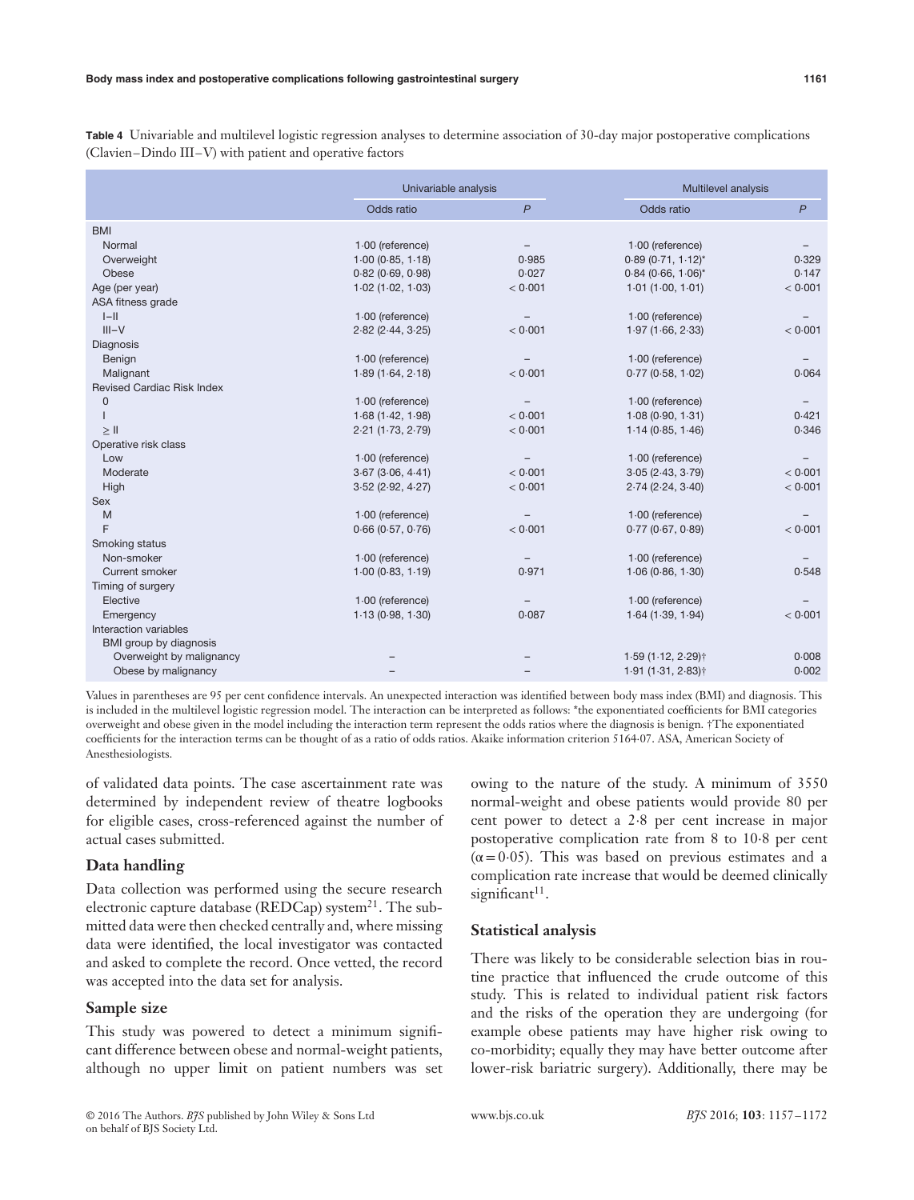**Table 4** Univariable and multilevel logistic regression analyses to determine association of 30-day major postoperative complications (Clavien–Dindo III–V) with patient and operative factors

| | Univariable analysis | | Multilevel analysis | |
|---|---|---|---|---|
| | Odds ratio | *P* | Odds ratio | *P* |
| BMI | | | | |
| Normal | 1·00 (reference) | – | 1·00 (reference) | – |
| Overweight | 1·00 (0·85, 1·18) | 0·985 | 0·89 (0·71, 1·12)* | 0·329 |
| Obese | 0·82 (0·69, 0·98) | 0·027 | 0·84 (0·66, 1·06)* | 0·147 |
| Age (per year) | 1·02 (1·02, 1·03) | < 0·001 | 1·01 (1·00, 1·01) | < 0·001 |
| ASA fitness grade | | | | |
| I–II | 1·00 (reference) | – | 1·00 (reference) | – |
| III–V | 2·82 (2·44, 3·25) | < 0·001 | 1·97 (1·66, 2·33) | < 0·001 |
| Diagnosis | | | | |
| Benign | 1·00 (reference) | – | 1·00 (reference) | – |
| Malignant | 1·89 (1·64, 2·18) | < 0·001 | 0·77 (0·58, 1·02) | 0·064 |
| Revised Cardiac Risk Index | | | | |
| 0 | 1·00 (reference) | – | 1·00 (reference) | – |
| I | 1·68 (1·42, 1·98) | < 0·001 | 1·08 (0·90, 1·31) | 0·421 |
| ≥ II | 2·21 (1·73, 2·79) | < 0·001 | 1·14 (0·85, 1·46) | 0·346 |
| Operative risk class | | | | |
| Low | 1·00 (reference) | – | 1·00 (reference) | – |
| Moderate | 3·67 (3·06, 4·41) | < 0·001 | 3·05 (2·43, 3·79) | < 0·001 |
| High | 3·52 (2·92, 4·27) | < 0·001 | 2·74 (2·24, 3·40) | < 0·001 |
| Sex | | | | |
| M | 1·00 (reference) | – | 1·00 (reference) | – |
| F | 0·66 (0·57, 0·76) | < 0·001 | 0·77 (0·67, 0·89) | < 0·001 |
| Smoking status | | | | |
| Non-smoker | 1·00 (reference) | – | 1·00 (reference) | – |
| Current smoker | 1·00 (0·83, 1·19) | 0·971 | 1·06 (0·86, 1·30) | 0·548 |
| Timing of surgery | | | | |
| Elective | 1·00 (reference) | – | 1·00 (reference) | – |
| Emergency | 1·13 (0·98, 1·30) | 0·087 | 1·64 (1·39, 1·94) | < 0·001 |
| Interaction variables | | | | |
| BMI group by diagnosis | | | | |
| Overweight by malignancy | – | – | 1·59 (1·12, 2·29)† | 0·008 |
| Obese by malignancy | – | – | 1·91 (1·31, 2·83)† | 0·002 |

Values in parentheses are 95 per cent confidence intervals. An unexpected interaction was identified between body mass index (BMI) and diagnosis. This is included in the multilevel logistic regression model. The interaction can be interpreted as follows: *the exponentiated coefficients for BMI categories overweight and obese given in the model including the interaction term represent the odds ratios where the diagnosis is benign. †The exponentiated coefficients for the interaction terms can be thought of as a ratio of odds ratios. Akaike information criterion 5164·07. ASA, American Society of Anesthesiologists.

of validated data points. The case ascertainment rate was determined by independent review of theatre logbooks for eligible cases, cross-referenced against the number of actual cases submitted.

### Data handling

Data collection was performed using the secure research electronic capture database (REDCap) system[21]. The submitted data were then checked centrally and, where missing data were identified, the local investigator was contacted and asked to complete the record. Once vetted, the record was accepted into the data set for analysis.

### Sample size

This study was powered to detect a minimum significant difference between obese and normal-weight patients, although no upper limit on patient numbers was set owing to the nature of the study. A minimum of 3550 normal-weight and obese patients would provide 80 per cent power to detect a 2·8 per cent increase in major postoperative complication rate from 8 to 10·8 per cent ($\alpha = 0{\cdot}05$). This was based on previous estimates and a complication rate increase that would be deemed clinically significant[11].

### Statistical analysis

There was likely to be considerable selection bias in routine practice that influenced the crude outcome of this study. This is related to individual patient risk factors and the risks of the operation they are undergoing (for example obese patients may have higher risk owing to co-morbidity; equally they may have better outcome after lower-risk bariatric surgery). Additionally, there may be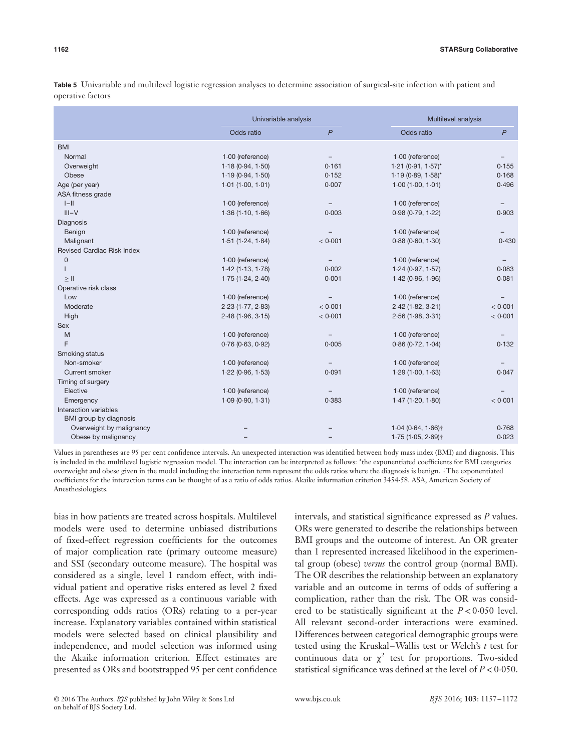**Table 5** Univariable and multilevel logistic regression analyses to determine association of surgical-site infection with patient and operative factors

| | Univariable analysis | | Multilevel analysis | |
|---|---|---|---|---|
| | Odds ratio | $P$ | Odds ratio | $P$ |
| BMI | | | | |
| Normal | 1·00 (reference) | – | 1·00 (reference) | – |
| Overweight | 1·18 (0·94, 1·50) | 0·161 | 1·21 (0·91, 1·57)* | 0·155 |
| Obese | 1·19 (0·94, 1·50) | 0·152 | 1·19 (0·89, 1·58)* | 0·168 |
| Age (per year) | 1·01 (1·00, 1·01) | 0·007 | 1·00 (1·00, 1·01) | 0·496 |
| ASA fitness grade | | | | |
| I–II | 1·00 (reference) | – | 1·00 (reference) | – |
| III–V | 1·36 (1·10, 1·66) | 0·003 | 0·98 (0·79, 1·22) | 0·903 |
| Diagnosis | | | | |
| Benign | 1·00 (reference) | – | 1·00 (reference) | – |
| Malignant | 1·51 (1·24, 1·84) | < 0·001 | 0·88 (0·60, 1·30) | 0·430 |
| Revised Cardiac Risk Index | | | | |
| 0 | 1·00 (reference) | – | 1·00 (reference) | – |
| I | 1·42 (1·13, 1·78) | 0·002 | 1·24 (0·97, 1·57) | 0·083 |
| ≥ II | 1·75 (1·24, 2·40) | 0·001 | 1·42 (0·96, 1·96) | 0·081 |
| Operative risk class | | | | |
| Low | 1·00 (reference) | – | 1·00 (reference) | – |
| Moderate | 2·23 (1·77, 2·83) | < 0·001 | 2·42 (1·82, 3·21) | < 0·001 |
| High | 2·48 (1·96, 3·15) | < 0·001 | 2·56 (1·98, 3·31) | < 0·001 |
| Sex | | | | |
| M | 1·00 (reference) | – | 1·00 (reference) | – |
| F | 0·76 (0·63, 0·92) | 0·005 | 0·86 (0·72, 1·04) | 0·132 |
| Smoking status | | | | |
| Non-smoker | 1·00 (reference) | – | 1·00 (reference) | – |
| Current smoker | 1·22 (0·96, 1·53) | 0·091 | 1·29 (1·00, 1·63) | 0·047 |
| Timing of surgery | | | | |
| Elective | 1·00 (reference) | – | 1·00 (reference) | – |
| Emergency | 1·09 (0·90, 1·31) | 0·383 | 1·47 (1·20, 1·80) | < 0·001 |
| Interaction variables | | | | |
| BMI group by diagnosis | | | | |
| Overweight by malignancy | – | – | 1·04 (0·64, 1·66)† | 0·768 |
| Obese by malignancy | – | – | 1·75 (1·05, 2·69)† | 0·023 |

Values in parentheses are 95 per cent confidence intervals. An unexpected interaction was identified between body mass index (BMI) and diagnosis. This is included in the multilevel logistic regression model. The interaction can be interpreted as follows: *the exponentiated coefficients for BMI categories overweight and obese given in the model including the interaction term represent the odds ratios where the diagnosis is benign. †The exponentiated coefficients for the interaction terms can be thought of as a ratio of odds ratios. Akaike information criterion 3454·58. ASA, American Society of Anesthesiologists.

bias in how patients are treated across hospitals. Multilevel models were used to determine unbiased distributions of fixed-effect regression coefficients for the outcomes of major complication rate (primary outcome measure) and SSI (secondary outcome measure). The hospital was considered as a single, level 1 random effect, with individual patient and operative risks entered as level 2 fixed effects. Age was expressed as a continuous variable with corresponding odds ratios (ORs) relating to a per-year increase. Explanatory variables contained within statistical models were selected based on clinical plausibility and independence, and model selection was informed using the Akaike information criterion. Effect estimates are presented as ORs and bootstrapped 95 per cent confidence intervals, and statistical significance expressed as $P$ values. ORs were generated to describe the relationships between BMI groups and the outcome of interest. An OR greater than 1 represented increased likelihood in the experimental group (obese) *versus* the control group (normal BMI). The OR describes the relationship between an explanatory variable and an outcome in terms of odds of suffering a complication, rather than the risk. The OR was considered to be statistically significant at the $P < 0{\cdot}050$ level. All relevant second-order interactions were examined. Differences between categorical demographic groups were tested using the Kruskal–Wallis test or Welch's $t$ test for continuous data or $\chi^2$ test for proportions. Two-sided statistical significance was defined at the level of $P < 0{\cdot}050$.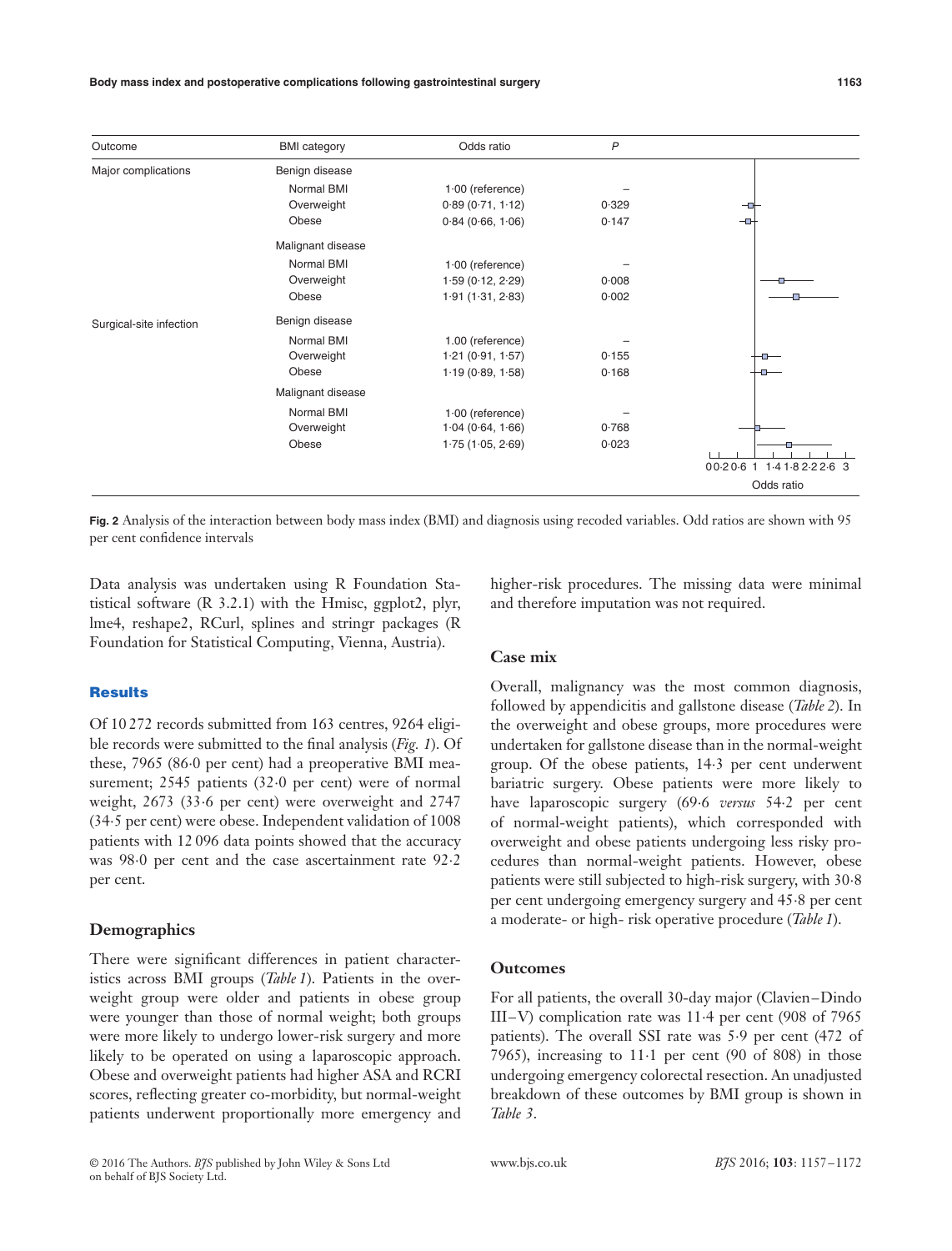| Outcome | BMI category | Odds ratio | P |
|---|---|---|---|
| Major complications | Benign disease | | |
| | Normal BMI | 1·00 (reference) | – |
| | Overweight | 0·89 (0·71, 1·12) | 0·329 |
| | Obese | 0·84 (0·66, 1·06) | 0·147 |
| | Malignant disease | | |
| | Normal BMI | 1·00 (reference) | – |
| | Overweight | 1·59 (0·12, 2·29) | 0·008 |
| | Obese | 1·91 (1·31, 2·83) | 0·002 |
| Surgical-site infection | Benign disease | | |
| | Normal BMI | 1.00 (reference) | – |
| | Overweight | 1·21 (0·91, 1·57) | 0·155 |
| | Obese | 1·19 (0·89, 1·58) | 0·168 |
| | Malignant disease | | |
| | Normal BMI | 1·00 (reference) | – |
| | Overweight | 1·04 (0·64, 1·66) | 0·768 |
| | Obese | 1·75 (1·05, 2·69) | 0·023 |

**Fig. 2** Analysis of the interaction between body mass index (BMI) and diagnosis using recoded variables. Odd ratios are shown with 95 per cent confidence intervals

Data analysis was undertaken using R Foundation Statistical software (R 3.2.1) with the Hmisc, ggplot2, plyr, lme4, reshape2, RCurl, splines and stringr packages (R Foundation for Statistical Computing, Vienna, Austria).

## Results

Of 10 272 records submitted from 163 centres, 9264 eligible records were submitted to the final analysis (*Fig. 1*). Of these, 7965 (86·0 per cent) had a preoperative BMI measurement; 2545 patients (32·0 per cent) were of normal weight, 2673 (33·6 per cent) were overweight and 2747 (34·5 per cent) were obese. Independent validation of 1008 patients with 12 096 data points showed that the accuracy was 98·0 per cent and the case ascertainment rate 92·2 per cent.

### Demographics

There were significant differences in patient characteristics across BMI groups (*Table 1*). Patients in the overweight group were older and patients in obese group were younger than those of normal weight; both groups were more likely to undergo lower-risk surgery and more likely to be operated on using a laparoscopic approach. Obese and overweight patients had higher ASA and RCRI scores, reflecting greater co-morbidity, but normal-weight patients underwent proportionally more emergency and higher-risk procedures. The missing data were minimal and therefore imputation was not required.

### Case mix

Overall, malignancy was the most common diagnosis, followed by appendicitis and gallstone disease (*Table 2*). In the overweight and obese groups, more procedures were undertaken for gallstone disease than in the normal-weight group. Of the obese patients, 14·3 per cent underwent bariatric surgery. Obese patients were more likely to have laparoscopic surgery (69·6 *versus* 54·2 per cent of normal-weight patients), which corresponded with overweight and obese patients undergoing less risky procedures than normal-weight patients. However, obese patients were still subjected to high-risk surgery, with 30·8 per cent undergoing emergency surgery and 45·8 per cent a moderate- or high- risk operative procedure (*Table 1*).

### Outcomes

For all patients, the overall 30-day major (Clavien–Dindo III–V) complication rate was 11·4 per cent (908 of 7965 patients). The overall SSI rate was 5·9 per cent (472 of 7965), increasing to 11·1 per cent (90 of 808) in those undergoing emergency colorectal resection. An unadjusted breakdown of these outcomes by BMI group is shown in *Table 3*.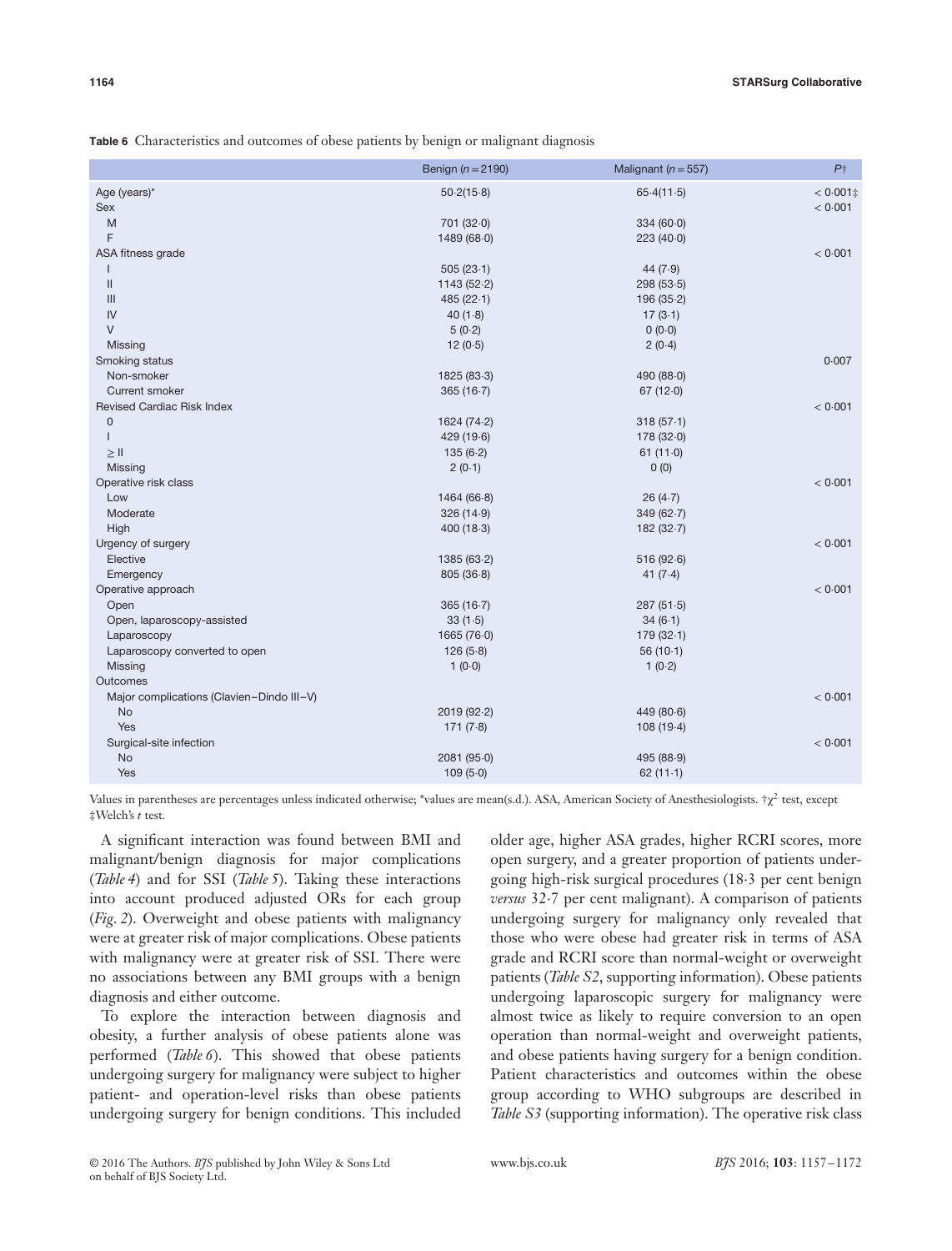**Table 6** Characteristics and outcomes of obese patients by benign or malignant diagnosis

| | Benign (n = 2190) | Malignant (n = 557) | P† |
|---|---|---|---|
| Age (years)* | 50·2(15·8) | 65·4(11·5) | < 0·001‡ |
| Sex | | | < 0·001 |
| M | 701 (32·0) | 334 (60·0) | |
| F | 1489 (68·0) | 223 (40·0) | |
| ASA fitness grade | | | < 0·001 |
| I | 505 (23·1) | 44 (7·9) | |
| II | 1143 (52·2) | 298 (53·5) | |
| III | 485 (22·1) | 196 (35·2) | |
| IV | 40 (1·8) | 17 (3·1) | |
| V | 5 (0·2) | 0 (0·0) | |
| Missing | 12 (0·5) | 2 (0·4) | |
| Smoking status | | | 0·007 |
| Non-smoker | 1825 (83·3) | 490 (88·0) | |
| Current smoker | 365 (16·7) | 67 (12·0) | |
| Revised Cardiac Risk Index | | | < 0·001 |
| 0 | 1624 (74·2) | 318 (57·1) | |
| I | 429 (19·6) | 178 (32·0) | |
| ≥ II | 135 (6·2) | 61 (11·0) | |
| Missing | 2 (0·1) | 0 (0) | |
| Operative risk class | | | < 0·001 |
| Low | 1464 (66·8) | 26 (4·7) | |
| Moderate | 326 (14·9) | 349 (62·7) | |
| High | 400 (18·3) | 182 (32·7) | |
| Urgency of surgery | | | < 0·001 |
| Elective | 1385 (63·2) | 516 (92·6) | |
| Emergency | 805 (36·8) | 41 (7·4) | |
| Operative approach | | | < 0·001 |
| Open | 365 (16·7) | 287 (51·5) | |
| Open, laparoscopy-assisted | 33 (1·5) | 34 (6·1) | |
| Laparoscopy | 1665 (76·0) | 179 (32·1) | |
| Laparoscopy converted to open | 126 (5·8) | 56 (10·1) | |
| Missing | 1 (0·0) | 1 (0·2) | |
| Outcomes | | | |
| Major complications (Clavien–Dindo III–V) | | | < 0·001 |
| No | 2019 (92·2) | 449 (80·6) | |
| Yes | 171 (7·8) | 108 (19·4) | |
| Surgical-site infection | | | < 0·001 |
| No | 2081 (95·0) | 495 (88·9) | |
| Yes | 109 (5·0) | 62 (11·1) | |

Values in parentheses are percentages unless indicated otherwise; *values are mean(s.d.). ASA, American Society of Anesthesiologists. †$\chi^2$ test, except ‡Welch's *t* test.

A significant interaction was found between BMI and malignant/benign diagnosis for major complications (*Table 4*) and for SSI (*Table 5*). Taking these interactions into account produced adjusted ORs for each group (*Fig. 2*). Overweight and obese patients with malignancy were at greater risk of major complications. Obese patients with malignancy were at greater risk of SSI. There were no associations between any BMI groups with a benign diagnosis and either outcome.

To explore the interaction between diagnosis and obesity, a further analysis of obese patients alone was performed (*Table 6*). This showed that obese patients undergoing surgery for malignancy were subject to higher patient- and operation-level risks than obese patients undergoing surgery for benign conditions. This included older age, higher ASA grades, higher RCRI scores, more open surgery, and a greater proportion of patients undergoing high-risk surgical procedures (18·3 per cent benign *versus* 32·7 per cent malignant). A comparison of patients undergoing surgery for malignancy only revealed that those who were obese had greater risk in terms of ASA grade and RCRI score than normal-weight or overweight patients (*Table S2*, supporting information). Obese patients undergoing laparoscopic surgery for malignancy were almost twice as likely to require conversion to an open operation than normal-weight and overweight patients, and obese patients having surgery for a benign condition. Patient characteristics and outcomes within the obese group according to WHO subgroups are described in *Table S3* (supporting information). The operative risk class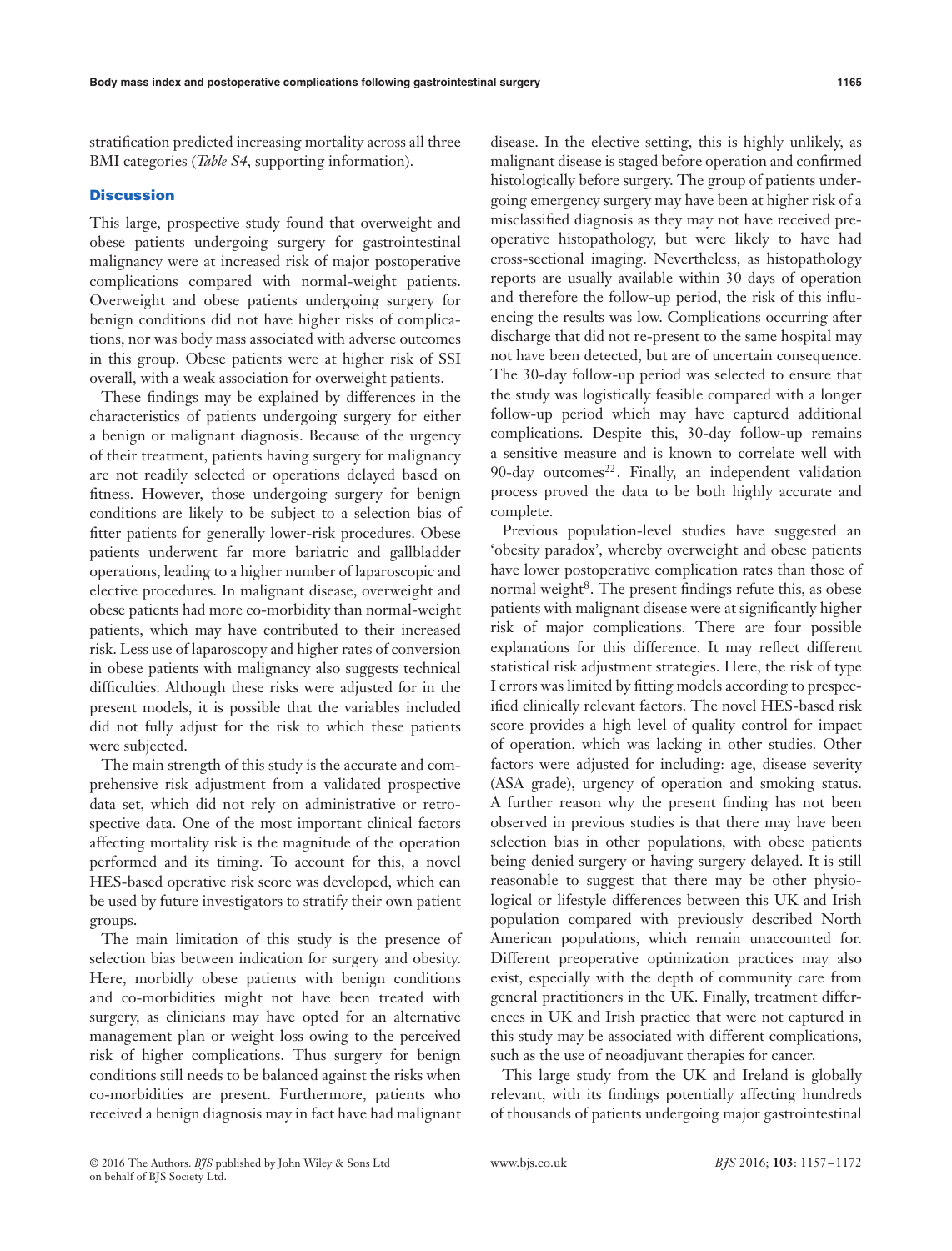stratification predicted increasing mortality across all three BMI categories (*Table S4*, supporting information).

## Discussion

This large, prospective study found that overweight and obese patients undergoing surgery for gastrointestinal malignancy were at increased risk of major postoperative complications compared with normal-weight patients. Overweight and obese patients undergoing surgery for benign conditions did not have higher risks of complications, nor was body mass associated with adverse outcomes in this group. Obese patients were at higher risk of SSI overall, with a weak association for overweight patients.

These findings may be explained by differences in the characteristics of patients undergoing surgery for either a benign or malignant diagnosis. Because of the urgency of their treatment, patients having surgery for malignancy are not readily selected or operations delayed based on fitness. However, those undergoing surgery for benign conditions are likely to be subject to a selection bias of fitter patients for generally lower-risk procedures. Obese patients underwent far more bariatric and gallbladder operations, leading to a higher number of laparoscopic and elective procedures. In malignant disease, overweight and obese patients had more co-morbidity than normal-weight patients, which may have contributed to their increased risk. Less use of laparoscopy and higher rates of conversion in obese patients with malignancy also suggests technical difficulties. Although these risks were adjusted for in the present models, it is possible that the variables included did not fully adjust for the risk to which these patients were subjected.

The main strength of this study is the accurate and comprehensive risk adjustment from a validated prospective data set, which did not rely on administrative or retrospective data. One of the most important clinical factors affecting mortality risk is the magnitude of the operation performed and its timing. To account for this, a novel HES-based operative risk score was developed, which can be used by future investigators to stratify their own patient groups.

The main limitation of this study is the presence of selection bias between indication for surgery and obesity. Here, morbidly obese patients with benign conditions and co-morbidities might not have been treated with surgery, as clinicians may have opted for an alternative management plan or weight loss owing to the perceived risk of higher complications. Thus surgery for benign conditions still needs to be balanced against the risks when co-morbidities are present. Furthermore, patients who received a benign diagnosis may in fact have had malignant disease. In the elective setting, this is highly unlikely, as malignant disease is staged before operation and confirmed histologically before surgery. The group of patients undergoing emergency surgery may have been at higher risk of a misclassified diagnosis as they may not have received preoperative histopathology, but were likely to have had cross-sectional imaging. Nevertheless, as histopathology reports are usually available within 30 days of operation and therefore the follow-up period, the risk of this influencing the results was low. Complications occurring after discharge that did not re-present to the same hospital may not have been detected, but are of uncertain consequence. The 30-day follow-up period was selected to ensure that the study was logistically feasible compared with a longer follow-up period which may have captured additional complications. Despite this, 30-day follow-up remains a sensitive measure and is known to correlate well with 90-day outcomes[22]. Finally, an independent validation process proved the data to be both highly accurate and complete.

Previous population-level studies have suggested an 'obesity paradox', whereby overweight and obese patients have lower postoperative complication rates than those of normal weight[8]. The present findings refute this, as obese patients with malignant disease were at significantly higher risk of major complications. There are four possible explanations for this difference. It may reflect different statistical risk adjustment strategies. Here, the risk of type I errors was limited by fitting models according to prespecified clinically relevant factors. The novel HES-based risk score provides a high level of quality control for impact of operation, which was lacking in other studies. Other factors were adjusted for including: age, disease severity (ASA grade), urgency of operation and smoking status. A further reason why the present finding has not been observed in previous studies is that there may have been selection bias in other populations, with obese patients being denied surgery or having surgery delayed. It is still reasonable to suggest that there may be other physiological or lifestyle differences between this UK and Irish population compared with previously described North American populations, which remain unaccounted for. Different preoperative optimization practices may also exist, especially with the depth of community care from general practitioners in the UK. Finally, treatment differences in UK and Irish practice that were not captured in this study may be associated with different complications, such as the use of neoadjuvant therapies for cancer.

This large study from the UK and Ireland is globally relevant, with its findings potentially affecting hundreds of thousands of patients undergoing major gastrointestinal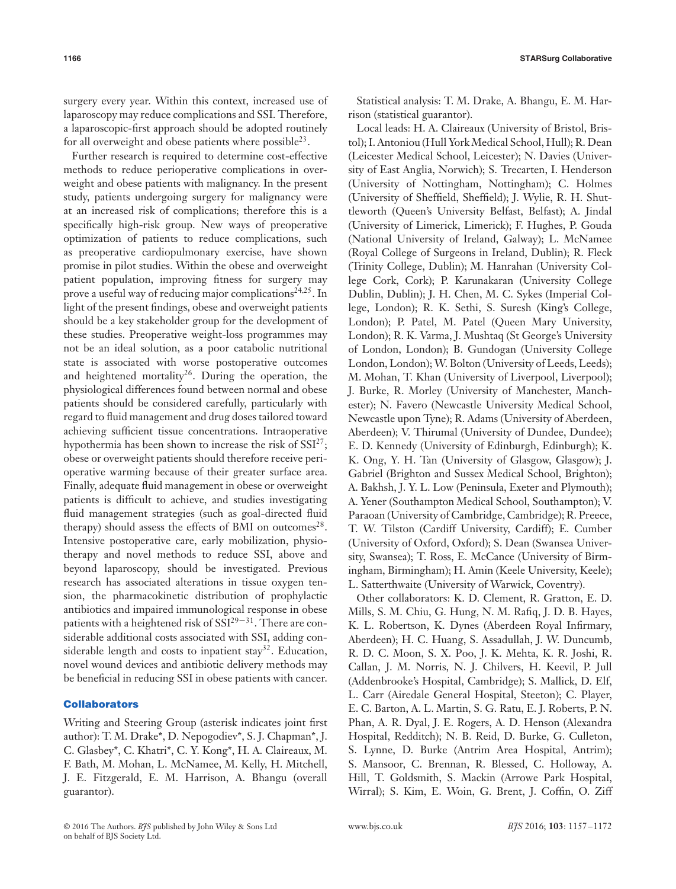surgery every year. Within this context, increased use of laparoscopy may reduce complications and SSI. Therefore, a laparoscopic-first approach should be adopted routinely for all overweight and obese patients where possible[23].

Further research is required to determine cost-effective methods to reduce perioperative complications in overweight and obese patients with malignancy. In the present study, patients undergoing surgery for malignancy were at an increased risk of complications; therefore this is a specifically high-risk group. New ways of preoperative optimization of patients to reduce complications, such as preoperative cardiopulmonary exercise, have shown promise in pilot studies. Within the obese and overweight patient population, improving fitness for surgery may prove a useful way of reducing major complications[24,25]. In light of the present findings, obese and overweight patients should be a key stakeholder group for the development of these studies. Preoperative weight-loss programmes may not be an ideal solution, as a poor catabolic nutritional state is associated with worse postoperative outcomes and heightened mortality[26]. During the operation, the physiological differences found between normal and obese patients should be considered carefully, particularly with regard to fluid management and drug doses tailored toward achieving sufficient tissue concentrations. Intraoperative hypothermia has been shown to increase the risk of SSI[27]; obese or overweight patients should therefore receive perioperative warming because of their greater surface area. Finally, adequate fluid management in obese or overweight patients is difficult to achieve, and studies investigating fluid management strategies (such as goal-directed fluid therapy) should assess the effects of BMI on outcomes[28]. Intensive postoperative care, early mobilization, physiotherapy and novel methods to reduce SSI, above and beyond laparoscopy, should be investigated. Previous research has associated alterations in tissue oxygen tension, the pharmacokinetic distribution of prophylactic antibiotics and impaired immunological response in obese patients with a heightened risk of SSI[29−31]. There are considerable additional costs associated with SSI, adding considerable length and costs to inpatient stay[32]. Education, novel wound devices and antibiotic delivery methods may be beneficial in reducing SSI in obese patients with cancer.

## Collaborators

Writing and Steering Group (asterisk indicates joint first author): T. M. Drake*, D. Nepogodiev*, S. J. Chapman*, J. C. Glasbey*, C. Khatri*, C. Y. Kong*, H. A. Claireaux, M. F. Bath, M. Mohan, L. McNamee, M. Kelly, H. Mitchell, J. E. Fitzgerald, E. M. Harrison, A. Bhangu (overall guarantor).

Statistical analysis: T. M. Drake, A. Bhangu, E. M. Harrison (statistical guarantor).

Local leads: H. A. Claireaux (University of Bristol, Bristol); I. Antoniou (Hull York Medical School, Hull); R. Dean (Leicester Medical School, Leicester); N. Davies (University of East Anglia, Norwich); S. Trecarten, I. Henderson (University of Nottingham, Nottingham); C. Holmes (University of Sheffield, Sheffield); J. Wylie, R. H. Shuttleworth (Queen's University Belfast, Belfast); A. Jindal (University of Limerick, Limerick); F. Hughes, P. Gouda (National University of Ireland, Galway); L. McNamee (Royal College of Surgeons in Ireland, Dublin); R. Fleck (Trinity College, Dublin); M. Hanrahan (University College Cork, Cork); P. Karunakaran (University College Dublin, Dublin); J. H. Chen, M. C. Sykes (Imperial College, London); R. K. Sethi, S. Suresh (King's College, London); P. Patel, M. Patel (Queen Mary University, London); R. K. Varma, J. Mushtaq (St George's University of London, London); B. Gundogan (University College London, London); W. Bolton (University of Leeds, Leeds); M. Mohan, T. Khan (University of Liverpool, Liverpool); J. Burke, R. Morley (University of Manchester, Manchester); N. Favero (Newcastle University Medical School, Newcastle upon Tyne); R. Adams (University of Aberdeen, Aberdeen); V. Thirumal (University of Dundee, Dundee); E. D. Kennedy (University of Edinburgh, Edinburgh); K. K. Ong, Y. H. Tan (University of Glasgow, Glasgow); J. Gabriel (Brighton and Sussex Medical School, Brighton); A. Bakhsh, J. Y. L. Low (Peninsula, Exeter and Plymouth); A. Yener (Southampton Medical School, Southampton); V. Paraoan (University of Cambridge, Cambridge); R. Preece, T. W. Tilston (Cardiff University, Cardiff); E. Cumber (University of Oxford, Oxford); S. Dean (Swansea University, Swansea); T. Ross, E. McCance (University of Birmingham, Birmingham); H. Amin (Keele University, Keele); L. Satterthwaite (University of Warwick, Coventry).

Other collaborators: K. D. Clement, R. Gratton, E. D. Mills, S. M. Chiu, G. Hung, N. M. Rafiq, J. D. B. Hayes, K. L. Robertson, K. Dynes (Aberdeen Royal Infirmary, Aberdeen); H. C. Huang, S. Assadullah, J. W. Duncumb, R. D. C. Moon, S. X. Poo, J. K. Mehta, K. R. Joshi, R. Callan, J. M. Norris, N. J. Chilvers, H. Keevil, P. Jull (Addenbrooke's Hospital, Cambridge); S. Mallick, D. Elf, L. Carr (Airedale General Hospital, Steeton); C. Player, E. C. Barton, A. L. Martin, S. G. Ratu, E. J. Roberts, P. N. Phan, A. R. Dyal, J. E. Rogers, A. D. Henson (Alexandra Hospital, Redditch); N. B. Reid, D. Burke, G. Culleton, S. Lynne, D. Burke (Antrim Area Hospital, Antrim); S. Mansoor, C. Brennan, R. Blessed, C. Holloway, A. Hill, T. Goldsmith, S. Mackin (Arrowe Park Hospital, Wirral); S. Kim, E. Woin, G. Brent, J. Coffin, O. Ziff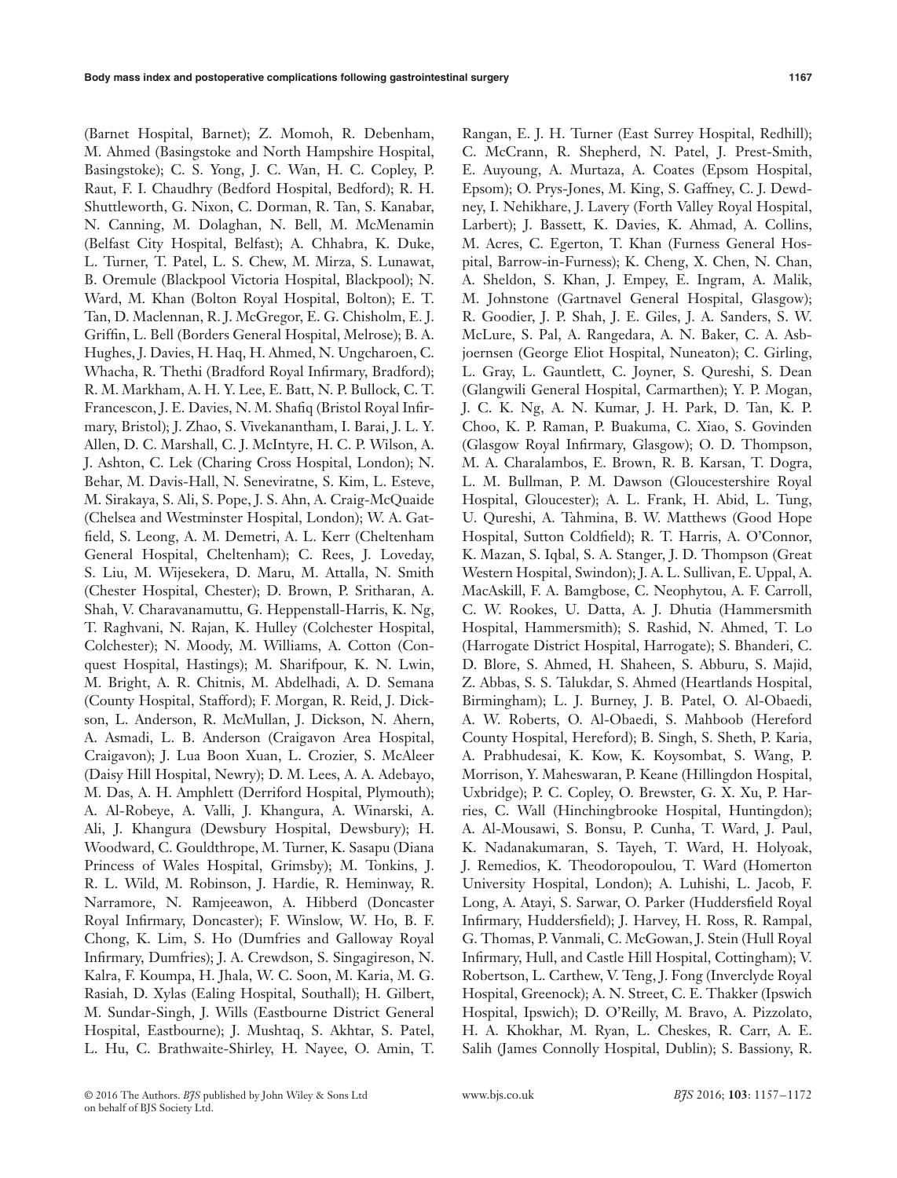(Barnet Hospital, Barnet); Z. Momoh, R. Debenham, M. Ahmed (Basingstoke and North Hampshire Hospital, Basingstoke); C. S. Yong, J. C. Wan, H. C. Copley, P. Raut, F. I. Chaudhry (Bedford Hospital, Bedford); R. H. Shuttleworth, G. Nixon, C. Dorman, R. Tan, S. Kanabar, N. Canning, M. Dolaghan, N. Bell, M. McMenamin (Belfast City Hospital, Belfast); A. Chhabra, K. Duke, L. Turner, T. Patel, L. S. Chew, M. Mirza, S. Lunawat, B. Oremule (Blackpool Victoria Hospital, Blackpool); N. Ward, M. Khan (Bolton Royal Hospital, Bolton); E. T. Tan, D. Maclennan, R. J. McGregor, E. G. Chisholm, E. J. Griffin, L. Bell (Borders General Hospital, Melrose); B. A. Hughes, J. Davies, H. Haq, H. Ahmed, N. Ungcharoen, C. Whacha, R. Thethi (Bradford Royal Infirmary, Bradford); R. M. Markham, A. H. Y. Lee, E. Batt, N. P. Bullock, C. T. Francescon, J. E. Davies, N. M. Shafiq (Bristol Royal Infirmary, Bristol); J. Zhao, S. Vivekanantham, I. Barai, J. L. Y. Allen, D. C. Marshall, C. J. McIntyre, H. C. P. Wilson, A. J. Ashton, C. Lek (Charing Cross Hospital, London); N. Behar, M. Davis-Hall, N. Seneviratne, S. Kim, L. Esteve, M. Sirakaya, S. Ali, S. Pope, J. S. Ahn, A. Craig-McQuaide (Chelsea and Westminster Hospital, London); W. A. Gatfield, S. Leong, A. M. Demetri, A. L. Kerr (Cheltenham General Hospital, Cheltenham); C. Rees, J. Loveday, S. Liu, M. Wijesekera, D. Maru, M. Attalla, N. Smith (Chester Hospital, Chester); D. Brown, P. Sritharan, A. Shah, V. Charavanamuttu, G. Heppenstall-Harris, K. Ng, T. Raghvani, N. Rajan, K. Hulley (Colchester Hospital, Colchester); N. Moody, M. Williams, A. Cotton (Conquest Hospital, Hastings); M. Sharifpour, K. N. Lwin, M. Bright, A. R. Chitnis, M. Abdelhadi, A. D. Semana (County Hospital, Stafford); F. Morgan, R. Reid, J. Dickson, L. Anderson, R. McMullan, J. Dickson, N. Ahern, A. Asmadi, L. B. Anderson (Craigavon Area Hospital, Craigavon); J. Lua Boon Xuan, L. Crozier, S. McAleer (Daisy Hill Hospital, Newry); D. M. Lees, A. A. Adebayo, M. Das, A. H. Amphlett (Derriford Hospital, Plymouth); A. Al-Robeye, A. Valli, J. Khangura, A. Winarski, A. Ali, J. Khangura (Dewsbury Hospital, Dewsbury); H. Woodward, C. Gouldthrope, M. Turner, K. Sasapu (Diana Princess of Wales Hospital, Grimsby); M. Tonkins, J. R. L. Wild, M. Robinson, J. Hardie, R. Heminway, R. Narramore, N. Ramjeeawon, A. Hibberd (Doncaster Royal Infirmary, Doncaster); F. Winslow, W. Ho, B. F. Chong, K. Lim, S. Ho (Dumfries and Galloway Royal Infirmary, Dumfries); J. A. Crewdson, S. Singagireson, N. Kalra, F. Koumpa, H. Jhala, W. C. Soon, M. Karia, M. G. Rasiah, D. Xylas (Ealing Hospital, Southall); H. Gilbert, M. Sundar-Singh, J. Wills (Eastbourne District General Hospital, Eastbourne); J. Mushtaq, S. Akhtar, S. Patel, L. Hu, C. Brathwaite-Shirley, H. Nayee, O. Amin, T. Rangan, E. J. H. Turner (East Surrey Hospital, Redhill); C. McCrann, R. Shepherd, N. Patel, J. Prest-Smith, E. Auyoung, A. Murtaza, A. Coates (Epsom Hospital, Epsom); O. Prys-Jones, M. King, S. Gaffney, C. J. Dewdney, I. Nehikhare, J. Lavery (Forth Valley Royal Hospital, Larbert); J. Bassett, K. Davies, K. Ahmad, A. Collins, M. Acres, C. Egerton, T. Khan (Furness General Hospital, Barrow-in-Furness); K. Cheng, X. Chen, N. Chan, A. Sheldon, S. Khan, J. Empey, E. Ingram, A. Malik, M. Johnstone (Gartnavel General Hospital, Glasgow); R. Goodier, J. P. Shah, J. E. Giles, J. A. Sanders, S. W. McLure, S. Pal, A. Rangedara, A. N. Baker, C. A. Asbjoernsen (George Eliot Hospital, Nuneaton); C. Girling, L. Gray, L. Gauntlett, C. Joyner, S. Qureshi, S. Dean (Glangwili General Hospital, Carmarthen); Y. P. Mogan, J. C. K. Ng, A. N. Kumar, J. H. Park, D. Tan, K. P. Choo, K. P. Raman, P. Buakuma, C. Xiao, S. Govinden (Glasgow Royal Infirmary, Glasgow); O. D. Thompson, M. A. Charalambos, E. Brown, R. B. Karsan, T. Dogra, L. M. Bullman, P. M. Dawson (Gloucestershire Royal Hospital, Gloucester); A. L. Frank, H. Abid, L. Tung, U. Qureshi, A. Tahmina, B. W. Matthews (Good Hope Hospital, Sutton Coldfield); R. T. Harris, A. O'Connor, K. Mazan, S. Iqbal, S. A. Stanger, J. D. Thompson (Great Western Hospital, Swindon); J. A. L. Sullivan, E. Uppal, A. MacAskill, F. A. Bamgbose, C. Neophytou, A. F. Carroll, C. W. Rookes, U. Datta, A. J. Dhutia (Hammersmith Hospital, Hammersmith); S. Rashid, N. Ahmed, T. Lo (Harrogate District Hospital, Harrogate); S. Bhanderi, C. D. Blore, S. Ahmed, H. Shaheen, S. Abburu, S. Majid, Z. Abbas, S. S. Talukdar, S. Ahmed (Heartlands Hospital, Birmingham); L. J. Burney, J. B. Patel, O. Al-Obaedi, A. W. Roberts, O. Al-Obaedi, S. Mahboob (Hereford County Hospital, Hereford); B. Singh, S. Sheth, P. Karia, A. Prabhudesai, K. Kow, K. Koysombat, S. Wang, P. Morrison, Y. Maheswaran, P. Keane (Hillingdon Hospital, Uxbridge); P. C. Copley, O. Brewster, G. X. Xu, P. Harries, C. Wall (Hinchingbrooke Hospital, Huntingdon); A. Al-Mousawi, S. Bonsu, P. Cunha, T. Ward, J. Paul, K. Nadanakumaran, S. Tayeh, T. Ward, H. Holyoak, J. Remedios, K. Theodoropoulou, T. Ward (Homerton University Hospital, London); A. Luhishi, L. Jacob, F. Long, A. Atayi, S. Sarwar, O. Parker (Huddersfield Royal Infirmary, Huddersfield); J. Harvey, H. Ross, R. Rampal, G. Thomas, P. Vanmali, C. McGowan, J. Stein (Hull Royal Infirmary, Hull, and Castle Hill Hospital, Cottingham); V. Robertson, L. Carthew, V. Teng, J. Fong (Inverclyde Royal Hospital, Greenock); A. N. Street, C. E. Thakker (Ipswich Hospital, Ipswich); D. O'Reilly, M. Bravo, A. Pizzolato, H. A. Khokhar, M. Ryan, L. Cheskes, R. Carr, A. E. Salih (James Connolly Hospital, Dublin); S. Bassiony, R.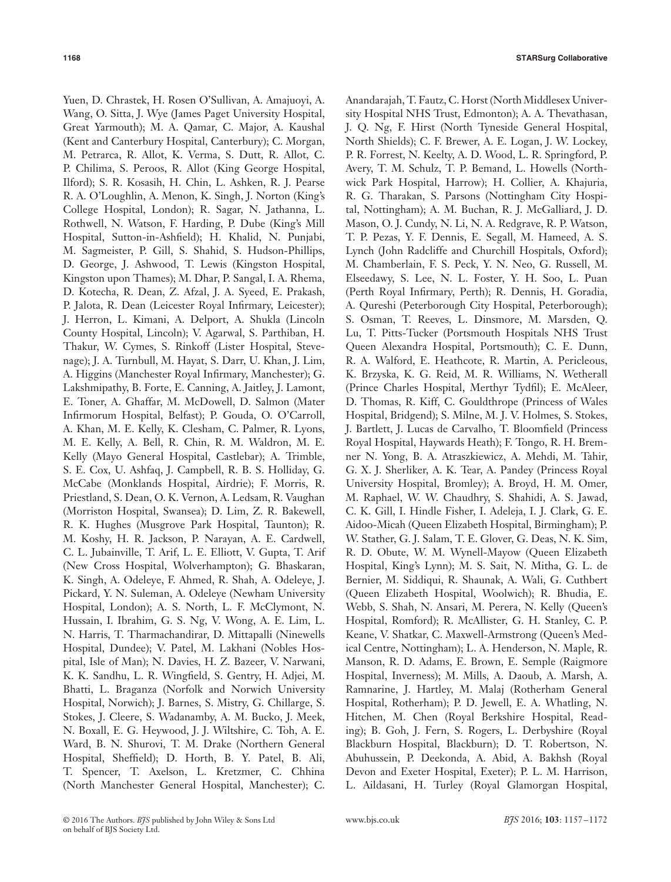Yuen, D. Chrastek, H. Rosen O'Sullivan, A. Amajuoyi, A. Wang, O. Sitta, J. Wye (James Paget University Hospital, Great Yarmouth); M. A. Qamar, C. Major, A. Kaushal (Kent and Canterbury Hospital, Canterbury); C. Morgan, M. Petrarca, R. Allot, K. Verma, S. Dutt, R. Allot, C. P. Chilima, S. Peroos, R. Allot (King George Hospital, Ilford); S. R. Kosasih, H. Chin, L. Ashken, R. J. Pearse R. A. O'Loughlin, A. Menon, K. Singh, J. Norton (King's College Hospital, London); R. Sagar, N. Jathanna, L. Rothwell, N. Watson, F. Harding, P. Dube (King's Mill Hospital, Sutton-in-Ashfield); H. Khalid, N. Punjabi, M. Sagmeister, P. Gill, S. Shahid, S. Hudson-Phillips, D. George, J. Ashwood, T. Lewis (Kingston Hospital, Kingston upon Thames); M. Dhar, P. Sangal, I. A. Rhema, D. Kotecha, R. Dean, Z. Afzal, J. A. Syeed, E. Prakash, P. Jalota, R. Dean (Leicester Royal Infirmary, Leicester); J. Herron, L. Kimani, A. Delport, A. Shukla (Lincoln County Hospital, Lincoln); V. Agarwal, S. Parthiban, H. Thakur, W. Cymes, S. Rinkoff (Lister Hospital, Stevenage); J. A. Turnbull, M. Hayat, S. Darr, U. Khan, J. Lim, A. Higgins (Manchester Royal Infirmary, Manchester); G. Lakshmipathy, B. Forte, E. Canning, A. Jaitley, J. Lamont, E. Toner, A. Ghaffar, M. McDowell, D. Salmon (Mater Infirmorum Hospital, Belfast); P. Gouda, O. O'Carroll, A. Khan, M. E. Kelly, K. Clesham, C. Palmer, R. Lyons, M. E. Kelly, A. Bell, R. Chin, R. M. Waldron, M. E. Kelly (Mayo General Hospital, Castlebar); A. Trimble, S. E. Cox, U. Ashfaq, J. Campbell, R. B. S. Holliday, G. McCabe (Monklands Hospital, Airdrie); F. Morris, R. Priestland, S. Dean, O. K. Vernon, A. Ledsam, R. Vaughan (Morriston Hospital, Swansea); D. Lim, Z. R. Bakewell, R. K. Hughes (Musgrove Park Hospital, Taunton); R. M. Koshy, H. R. Jackson, P. Narayan, A. E. Cardwell, C. L. Jubainville, T. Arif, L. E. Elliott, V. Gupta, T. Arif (New Cross Hospital, Wolverhampton); G. Bhaskaran, K. Singh, A. Odeleye, F. Ahmed, R. Shah, A. Odeleye, J. Pickard, Y. N. Suleman, A. Odeleye (Newham University Hospital, London); A. S. North, L. F. McClymont, N. Hussain, I. Ibrahim, G. S. Ng, V. Wong, A. E. Lim, L. N. Harris, T. Tharmachandirar, D. Mittapalli (Ninewells Hospital, Dundee); V. Patel, M. Lakhani (Nobles Hospital, Isle of Man); N. Davies, H. Z. Bazeer, V. Narwani, K. K. Sandhu, L. R. Wingfield, S. Gentry, H. Adjei, M. Bhatti, L. Braganza (Norfolk and Norwich University Hospital, Norwich); J. Barnes, S. Mistry, G. Chillarge, S. Stokes, J. Cleere, S. Wadanamby, A. M. Bucko, J. Meek, N. Boxall, E. G. Heywood, J. J. Wiltshire, C. Toh, A. E. Ward, B. N. Shurovi, T. M. Drake (Northern General Hospital, Sheffield); D. Horth, B. Y. Patel, B. Ali, T. Spencer, T. Axelson, L. Kretzmer, C. Chhina (North Manchester General Hospital, Manchester); C. Anandarajah, T. Fautz, C. Horst (North Middlesex University Hospital NHS Trust, Edmonton); A. A. Thevathasan, J. Q. Ng, F. Hirst (North Tyneside General Hospital, North Shields); C. F. Brewer, A. E. Logan, J. W. Lockey, P. R. Forrest, N. Keelty, A. D. Wood, L. R. Springford, P. Avery, T. M. Schulz, T. P. Bemand, L. Howells (Northwick Park Hospital, Harrow); H. Collier, A. Khajuria, R. G. Tharakan, S. Parsons (Nottingham City Hospital, Nottingham); A. M. Buchan, R. J. McGalliard, J. D. Mason, O. J. Cundy, N. Li, N. A. Redgrave, R. P. Watson, T. P. Pezas, Y. F. Dennis, E. Segall, M. Hameed, A. S. Lynch (John Radcliffe and Churchill Hospitals, Oxford); M. Chamberlain, F. S. Peck, Y. N. Neo, G. Russell, M. Elseedawy, S. Lee, N. L. Foster, Y. H. Soo, L. Puan (Perth Royal Infirmary, Perth); R. Dennis, H. Goradia, A. Qureshi (Peterborough City Hospital, Peterborough); S. Osman, T. Reeves, L. Dinsmore, M. Marsden, Q. Lu, T. Pitts-Tucker (Portsmouth Hospitals NHS Trust Queen Alexandra Hospital, Portsmouth); C. E. Dunn, R. A. Walford, E. Heathcote, R. Martin, A. Pericleous, K. Brzyska, K. G. Reid, M. R. Williams, N. Wetherall (Prince Charles Hospital, Merthyr Tydfil); E. McAleer, D. Thomas, R. Kiff, C. Gouldthrope (Princess of Wales Hospital, Bridgend); S. Milne, M. J. V. Holmes, S. Stokes, J. Bartlett, J. Lucas de Carvalho, T. Bloomfield (Princess Royal Hospital, Haywards Heath); F. Tongo, R. H. Bremner N. Yong, B. A. Atraszkiewicz, A. Mehdi, M. Tahir, G. X. J. Sherliker, A. K. Tear, A. Pandey (Princess Royal University Hospital, Bromley); A. Broyd, H. M. Omer, M. Raphael, W. W. Chaudhry, S. Shahidi, A. S. Jawad, C. K. Gill, I. Hindle Fisher, I. Adeleja, I. J. Clark, G. E. Aidoo-Micah (Queen Elizabeth Hospital, Birmingham); P. W. Stather, G. J. Salam, T. E. Glover, G. Deas, N. K. Sim, R. D. Obute, W. M. Wynell-Mayow (Queen Elizabeth Hospital, King's Lynn); M. S. Sait, N. Mitha, G. L. de Bernier, M. Siddiqui, R. Shaunak, A. Wali, G. Cuthbert (Queen Elizabeth Hospital, Woolwich); R. Bhudia, E. Webb, S. Shah, N. Ansari, M. Perera, N. Kelly (Queen's Hospital, Romford); R. McAllister, G. H. Stanley, C. P. Keane, V. Shatkar, C. Maxwell-Armstrong (Queen's Medical Centre, Nottingham); L. A. Henderson, N. Maple, R. Manson, R. D. Adams, E. Brown, E. Semple (Raigmore Hospital, Inverness); M. Mills, A. Daoub, A. Marsh, A. Ramnarine, J. Hartley, M. Malaj (Rotherham General Hospital, Rotherham); P. D. Jewell, E. A. Whatling, N. Hitchen, M. Chen (Royal Berkshire Hospital, Reading); B. Goh, J. Fern, S. Rogers, L. Derbyshire (Royal Blackburn Hospital, Blackburn); D. T. Robertson, N. Abuhussein, P. Deekonda, A. Abid, A. Bakhsh (Royal Devon and Exeter Hospital, Exeter); P. L. M. Harrison, L. Aildasani, H. Turley (Royal Glamorgan Hospital,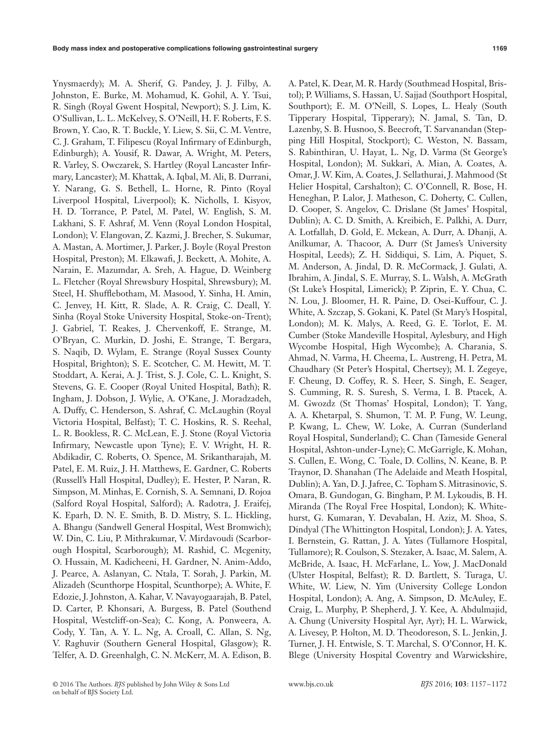Ynysmaerdy); M. A. Sherif, G. Pandey, J. J. Filby, A. Johnston, E. Burke, M. Mohamud, K. Gohil, A. Y. Tsui, R. Singh (Royal Gwent Hospital, Newport); S. J. Lim, K. O'Sullivan, L. L. McKelvey, S. O'Neill, H. F. Roberts, F. S. Brown, Y. Cao, R. T. Buckle, Y. Liew, S. Sii, C. M. Ventre, C. J. Graham, T. Filipescu (Royal Infirmary of Edinburgh, Edinburgh); A. Yousif, R. Dawar, A. Wright, M. Peters, R. Varley, S. Owczarek, S. Hartley (Royal Lancaster Infirmary, Lancaster); M. Khattak, A. Iqbal, M. Ali, B. Durrani, Y. Narang, G. S. Bethell, L. Horne, R. Pinto (Royal Liverpool Hospital, Liverpool); K. Nicholls, I. Kisyov, H. D. Torrance, P. Patel, M. Patel, W. English, S. M. Lakhani, S. F. Ashraf, M. Venn (Royal London Hospital, London); V. Elangovan, Z. Kazmi, J. Brecher, S. Sukumar, A. Mastan, A. Mortimer, J. Parker, J. Boyle (Royal Preston Hospital, Preston); M. Elkawafi, J. Beckett, A. Mohite, A. Narain, E. Mazumdar, A. Sreh, A. Hague, D. Weinberg L. Fletcher (Royal Shrewsbury Hospital, Shrewsbury); M. Steel, H. Shufflebotham, M. Masood, Y. Sinha, H. Amin, C. Jenvey, H. Kitt, R. Slade, A. R. Craig, C. Deall, Y. Sinha (Royal Stoke University Hospital, Stoke-on-Trent); J. Gabriel, T. Reakes, J. Chervenkoff, E. Strange, M. O'Bryan, C. Murkin, D. Joshi, E. Strange, T. Bergara, S. Naqib, D. Wylam, E. Strange (Royal Sussex County Hospital, Brighton); S. E. Scotcher, C. M. Hewitt, M. T. Stoddart, A. Kerai, A. J. Trist, S. J. Cole, C. L. Knight, S. Stevens, G. E. Cooper (Royal United Hospital, Bath); R. Ingham, J. Dobson, J. Wylie, A. O'Kane, J. Moradzadeh, A. Duffy, C. Henderson, S. Ashraf, C. McLaughin (Royal Victoria Hospital, Belfast); T. C. Hoskins, R. S. Reehal, L. R. Bookless, R. C. McLean, E. J. Stone (Royal Victoria Infirmary, Newcastle upon Tyne); E. V. Wright, H. R. Abdikadir, C. Roberts, O. Spence, M. Srikantharajah, M. Patel, E. M. Ruiz, J. H. Matthews, E. Gardner, C. Roberts (Russell's Hall Hospital, Dudley); E. Hester, P. Naran, R. Simpson, M. Minhas, E. Cornish, S. A. Semnani, D. Rojoa (Salford Royal Hospital, Salford); A. Radotra, J. Eraifej, K. Eparh, D. N. E. Smith, B. D. Mistry, S. L. Hickling, A. Bhangu (Sandwell General Hospital, West Bromwich); W. Din, C. Liu, P. Mithrakumar, V. Mirdavoudi (Scarborough Hospital, Scarborough); M. Rashid, C. Mcgenity, O. Hussain, M. Kadicheeni, H. Gardner, N. Anim-Addo, J. Pearce, A. Aslanyan, C. Ntala, T. Sorah, J. Parkin, M. Alizadeh (Scunthorpe Hospital, Scunthorpe); A. White, F. Edozie, J. Johnston, A. Kahar, V. Navayogaarajah, B. Patel, D. Carter, P. Khonsari, A. Burgess, B. Patel (Southend Hospital, Westcliff-on-Sea); C. Kong, A. Ponweera, A. Cody, Y. Tan, A. Y. L. Ng, A. Croall, C. Allan, S. Ng, V. Raghuvir (Southern General Hospital, Glasgow); R. Telfer, A. D. Greenhalgh, C. N. McKerr, M. A. Edison, B. A. Patel, K. Dear, M. R. Hardy (Southmead Hospital, Bristol); P. Williams, S. Hassan, U. Sajjad (Southport Hospital, Southport); E. M. O'Neill, S. Lopes, L. Healy (South Tipperary Hospital, Tipperary); N. Jamal, S. Tan, D. Lazenby, S. B. Husnoo, S. Beecroft, T. Sarvanandan (Stepping Hill Hospital, Stockport); C. Weston, N. Bassam, S. Rabinthiran, U. Hayat, L. Ng, D. Varma (St George's Hospital, London); M. Sukkari, A. Mian, A. Coates, A. Omar, J. W. Kim, A. Coates, J. Sellathurai, J. Mahmood (St Helier Hospital, Carshalton); C. O'Connell, R. Bose, H. Heneghan, P. Lalor, J. Matheson, C. Doherty, C. Cullen, D. Cooper, S. Angelov, C. Drislane (St James' Hospital, Dublin); A. C. D. Smith, A. Kreibich, E. Palkhi, A. Durr, A. Lotfallah, D. Gold, E. Mckean, A. Durr, A. Dhanji, A. Anilkumar, A. Thacoor, A. Durr (St James's University Hospital, Leeds); Z. H. Siddiqui, S. Lim, A. Piquet, S. M. Anderson, A. Jindal, D. R. McCormack, J. Gulati, A. Ibrahim, A. Jindal, S. E. Murray, S. L. Walsh, A. McGrath (St Luke's Hospital, Limerick); P. Ziprin, E. Y. Chua, C. N. Lou, J. Bloomer, H. R. Paine, D. Osei-Kuffour, C. J. White, A. Szczap, S. Gokani, K. Patel (St Mary's Hospital, London); M. K. Malys, A. Reed, G. E. Torlot, E. M. Cumber (Stoke Mandeville Hospital, Aylesbury, and High Wycombe Hospital, High Wycombe); A. Charania, S. Ahmad, N. Varma, H. Cheema, L. Austreng, H. Petra, M. Chaudhary (St Peter's Hospital, Chertsey); M. I. Zegeye, F. Cheung, D. Coffey, R. S. Heer, S. Singh, E. Seager, S. Cumming, R. S. Suresh, S. Verma, I. B. Ptacek, A. M. Gwozdz (St Thomas' Hospital, London); T. Yang, A. A. Khetarpal, S. Shumon, T. M. P. Fung, W. Leung, P. Kwang, L. Chew, W. Loke, A. Curran (Sunderland Royal Hospital, Sunderland); C. Chan (Tameside General Hospital, Ashton-under-Lyne); C. McGarrigle, K. Mohan, S. Cullen, E. Wong, C. Toale, D. Collins, N. Keane, B. P. Traynor, D. Shanahan (The Adelaide and Meath Hospital, Dublin); A. Yan, D. J. Jafree, C. Topham S. Mitrasinovic, S. Omara, B. Gundogan, G. Bingham, P. M. Lykoudis, B. H. Miranda (The Royal Free Hospital, London); K. Whitehurst, G. Kumaran, Y. Devabalan, H. Aziz, M. Shoa, S. Dindyal (The Whittington Hospital, London); J. A. Yates, I. Bernstein, G. Rattan, J. A. Yates (Tullamore Hospital, Tullamore); R. Coulson, S. Stezaker, A. Isaac, M. Salem, A. McBride, A. Isaac, H. McFarlane, L. Yow, J. MacDonald (Ulster Hospital, Belfast); R. D. Bartlett, S. Turaga, U. White, W. Liew, N. Yim (University College London Hospital, London); A. Ang, A. Simpson, D. McAuley, E. Craig, L. Murphy, P. Shepherd, J. Y. Kee, A. Abdulmajid, A. Chung (University Hospital Ayr, Ayr); H. L. Warwick, A. Livesey, P. Holton, M. D. Theodoreson, S. L. Jenkin, J. Turner, J. H. Entwisle, S. T. Marchal, S. O'Connor, H. K. Blege (University Hospital Coventry and Warwickshire,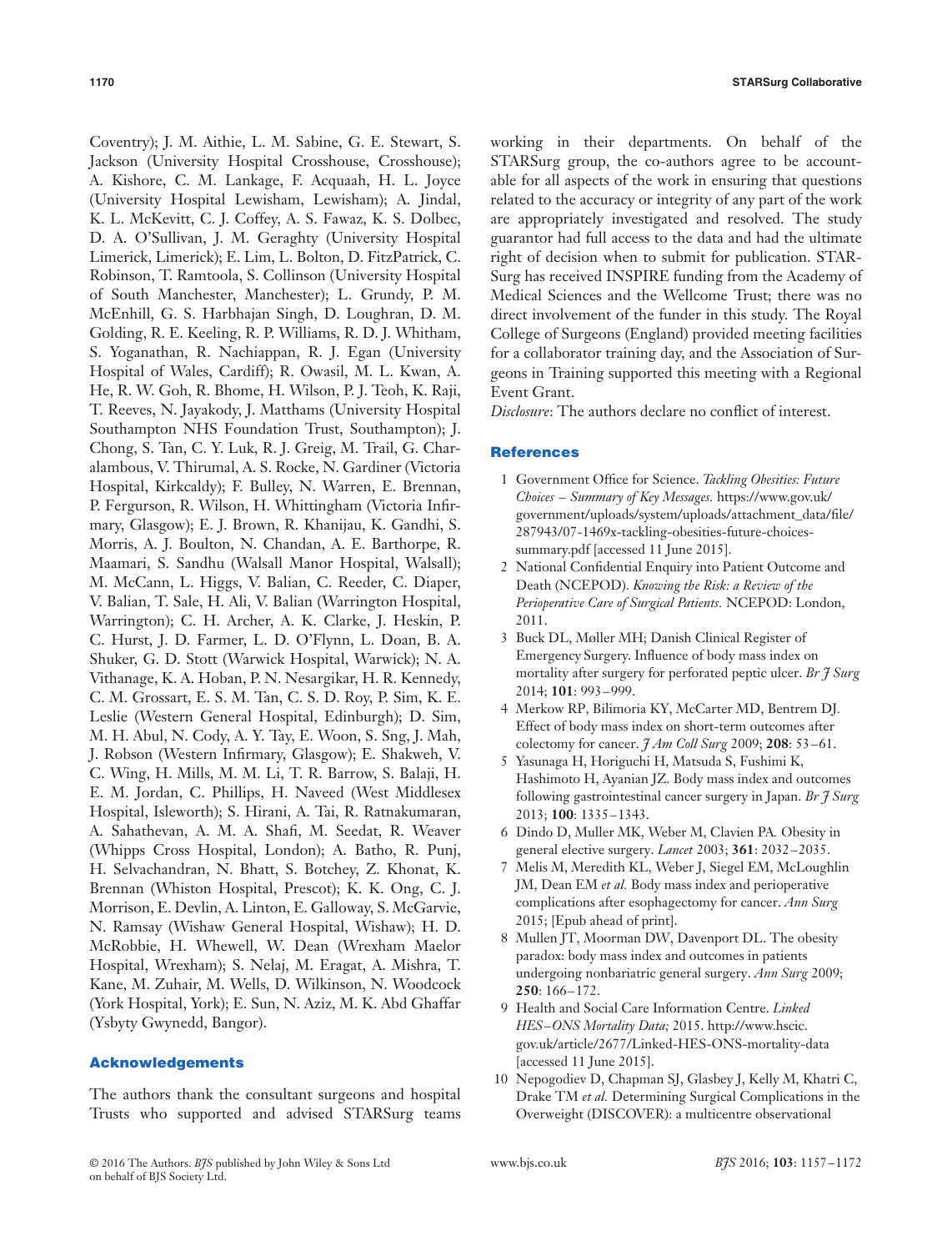Coventry); J. M. Aithie, L. M. Sabine, G. E. Stewart, S. Jackson (University Hospital Crosshouse, Crosshouse); A. Kishore, C. M. Lankage, F. Acquaah, H. L. Joyce (University Hospital Lewisham, Lewisham); A. Jindal, K. L. McKevitt, C. J. Coffey, A. S. Fawaz, K. S. Dolbec, D. A. O'Sullivan, J. M. Geraghty (University Hospital Limerick, Limerick); E. Lim, L. Bolton, D. FitzPatrick, C. Robinson, T. Ramtoola, S. Collinson (University Hospital of South Manchester, Manchester); L. Grundy, P. M. McEnhill, G. S. Harbhajan Singh, D. Loughran, D. M. Golding, R. E. Keeling, R. P. Williams, R. D. J. Whitham, S. Yoganathan, R. Nachiappan, R. J. Egan (University Hospital of Wales, Cardiff); R. Owasil, M. L. Kwan, A. He, R. W. Goh, R. Bhome, H. Wilson, P. J. Teoh, K. Raji, T. Reeves, N. Jayakody, J. Matthams (University Hospital Southampton NHS Foundation Trust, Southampton); J. Chong, S. Tan, C. Y. Luk, R. J. Greig, M. Trail, G. Charalambous, V. Thirumal, A. S. Rocke, N. Gardiner (Victoria Hospital, Kirkcaldy); F. Bulley, N. Warren, E. Brennan, P. Fergurson, R. Wilson, H. Whittingham (Victoria Infirmary, Glasgow); E. J. Brown, R. Khanijau, K. Gandhi, S. Morris, A. J. Boulton, N. Chandan, A. E. Barthorpe, R. Maamari, S. Sandhu (Walsall Manor Hospital, Walsall); M. McCann, L. Higgs, V. Balian, C. Reeder, C. Diaper, V. Balian, T. Sale, H. Ali, V. Balian (Warrington Hospital, Warrington); C. H. Archer, A. K. Clarke, J. Heskin, P. C. Hurst, J. D. Farmer, L. D. O'Flynn, L. Doan, B. A. Shuker, G. D. Stott (Warwick Hospital, Warwick); N. A. Vithanage, K. A. Hoban, P. N. Nesargikar, H. R. Kennedy, C. M. Grossart, E. S. M. Tan, C. S. D. Roy, P. Sim, K. E. Leslie (Western General Hospital, Edinburgh); D. Sim, M. H. Abul, N. Cody, A. Y. Tay, E. Woon, S. Sng, J. Mah, J. Robson (Western Infirmary, Glasgow); E. Shakweh, V. C. Wing, H. Mills, M. M. Li, T. R. Barrow, S. Balaji, H. E. M. Jordan, C. Phillips, H. Naveed (West Middlesex Hospital, Isleworth); S. Hirani, A. Tai, R. Ratnakumaran, A. Sahathevan, A. M. A. Shafi, M. Seedat, R. Weaver (Whipps Cross Hospital, London); A. Batho, R. Punj, H. Selvachandran, N. Bhatt, S. Botchey, Z. Khonat, K. Brennan (Whiston Hospital, Prescot); K. K. Ong, C. J. Morrison, E. Devlin, A. Linton, E. Galloway, S. McGarvie, N. Ramsay (Wishaw General Hospital, Wishaw); H. D. McRobbie, H. Whewell, W. Dean (Wrexham Maelor Hospital, Wrexham); S. Nelaj, M. Eragat, A. Mishra, T. Kane, M. Zuhair, M. Wells, D. Wilkinson, N. Woodcock (York Hospital, York); E. Sun, N. Aziz, M. K. Abd Ghaffar (Ysbyty Gwynedd, Bangor).

## Acknowledgements

The authors thank the consultant surgeons and hospital Trusts who supported and advised STARSurg teams working in their departments. On behalf of the STARSurg group, the co-authors agree to be accountable for all aspects of the work in ensuring that questions related to the accuracy or integrity of any part of the work are appropriately investigated and resolved. The study guarantor had full access to the data and had the ultimate right of decision when to submit for publication. STARSurg has received INSPIRE funding from the Academy of Medical Sciences and the Wellcome Trust; there was no direct involvement of the funder in this study. The Royal College of Surgeons (England) provided meeting facilities for a collaborator training day, and the Association of Surgeons in Training supported this meeting with a Regional Event Grant.

*Disclosure*: The authors declare no conflict of interest.

## References

1. Government Office for Science. *Tackling Obesities: Future Choices – Summary of Key Messages*. https://www.gov.uk/government/uploads/system/uploads/attachment_data/file/287943/07-1469x-tackling-obesities-future-choices-summary.pdf [accessed 11 June 2015].
2. National Confidential Enquiry into Patient Outcome and Death (NCEPOD). *Knowing the Risk: a Review of the Perioperative Care of Surgical Patients*. NCEPOD: London, 2011.
3. Buck DL, Møller MH; Danish Clinical Register of Emergency Surgery. Influence of body mass index on mortality after surgery for perforated peptic ulcer. *Br J Surg* 2014; **101**: 993–999.
4. Merkow RP, Bilimoria KY, McCarter MD, Bentrem DJ. Effect of body mass index on short-term outcomes after colectomy for cancer. *J Am Coll Surg* 2009; **208**: 53–61.
5. Yasunaga H, Horiguchi H, Matsuda S, Fushimi K, Hashimoto H, Ayanian JZ. Body mass index and outcomes following gastrointestinal cancer surgery in Japan. *Br J Surg* 2013; **100**: 1335–1343.
6. Dindo D, Muller MK, Weber M, Clavien PA. Obesity in general elective surgery. *Lancet* 2003; **361**: 2032–2035.
7. Melis M, Meredith KL, Weber J, Siegel EM, McLoughlin JM, Dean EM *et al.* Body mass index and perioperative complications after esophagectomy for cancer. *Ann Surg* 2015; [Epub ahead of print].
8. Mullen JT, Moorman DW, Davenport DL. The obesity paradox: body mass index and outcomes in patients undergoing nonbariatric general surgery. *Ann Surg* 2009; **250**: 166–172.
9. Health and Social Care Information Centre. *Linked HES–ONS Mortality Data;* 2015. http://www.hscic.gov.uk/article/2677/Linked-HES-ONS-mortality-data [accessed 11 June 2015].
10. Nepogodiev D, Chapman SJ, Glasbey J, Kelly M, Khatri C, Drake TM *et al.* Determining Surgical Complications in the Overweight (DISCOVER): a multicentre observational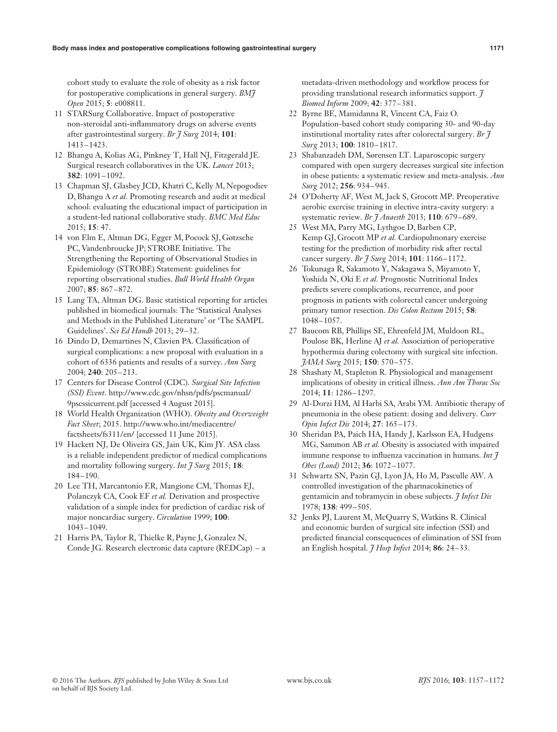cohort study to evaluate the role of obesity as a risk factor for postoperative complications in general surgery. *BMJ Open* 2015; **5**: e008811.

11 STARSurg Collaborative. Impact of postoperative non-steroidal anti-inflammatory drugs on adverse events after gastrointestinal surgery. *Br J Surg* 2014; **101**: 1413–1423.

12 Bhangu A, Kolias AG, Pinkney T, Hall NJ, Fitzgerald JE. Surgical research collaboratives in the UK. *Lancet* 2013; **382**: 1091–1092.

13 Chapman SJ, Glasbey JCD, Khatri C, Kelly M, Nepogodiev D, Bhangu A *et al.* Promoting research and audit at medical school: evaluating the educational impact of participation in a student-led national collaborative study. *BMC Med Educ* 2015; **15**: 47.

14 von Elm E, Altman DG, Egger M, Pocock SJ, Gøtzsche PC, Vandenbroucke JP; STROBE Initiative. The Strengthening the Reporting of Observational Studies in Epidemiology (STROBE) Statement: guidelines for reporting observational studies. *Bull World Health Organ* 2007; **85**: 867–872.

15 Lang TA, Altman DG. Basic statistical reporting for articles published in biomedical journals: The 'Statistical Analyses and Methods in the Published Literature' or 'The SAMPL Guidelines'. *Sci Ed Handb* 2013; 29–32.

16 Dindo D, Demartines N, Clavien PA. Classification of surgical complications: a new proposal with evaluation in a cohort of 6336 patients and results of a survey. *Ann Surg* 2004; **240**: 205–213.

17 Centers for Disease Control (CDC). *Surgical Site Infection (SSI) Event*. http://www.cdc.gov/nhsn/pdfs/pscmanual/9pscssicurrent.pdf [accessed 4 August 2015].

18 World Health Organization (WHO). *Obesity and Overweight Fact Sheet*; 2015. http://www.who.int/mediacentre/factsheets/fs311/en/ [accessed 11 June 2015].

19 Hackett NJ, De Oliveira GS, Jain UK, Kim JY. ASA class is a reliable independent predictor of medical complications and mortality following surgery. *Int J Surg* 2015; **18**: 184–190.

20 Lee TH, Marcantonio ER, Mangione CM, Thomas EJ, Polanczyk CA, Cook EF *et al.* Derivation and prospective validation of a simple index for prediction of cardiac risk of major noncardiac surgery. *Circulation* 1999; **100**: 1043–1049.

21 Harris PA, Taylor R, Thielke R, Payne J, Gonzalez N, Conde JG. Research electronic data capture (REDCap) – a metadata-driven methodology and workflow process for providing translational research informatics support. *J Biomed Inform* 2009; **42**: 377–381.

22 Byrne BE, Mamidanna R, Vincent CA, Faiz O. Population-based cohort study comparing 30- and 90-day institutional mortality rates after colorectal surgery. *Br J Surg* 2013; **100**: 1810–1817.

23 Shabanzadeh DM, Sørensen LT. Laparoscopic surgery compared with open surgery decreases surgical site infection in obese patients: a systematic review and meta-analysis. *Ann Surg* 2012; **256**: 934–945.

24 O'Doherty AF, West M, Jack S, Grocott MP. Preoperative aerobic exercise training in elective intra-cavity surgery: a systematic review. *Br J Anaesth* 2013; **110**: 679–689.

25 West MA, Parry MG, Lythgoe D, Barben CP, Kemp GJ, Grocott MP *et al.* Cardiopulmonary exercise testing for the prediction of morbidity risk after rectal cancer surgery. *Br J Surg* 2014; **101**: 1166–1172.

26 Tokunaga R, Sakamoto Y, Nakagawa S, Miyamoto Y, Yoshida N, Oki E *et al.* Prognostic Nutritional Index predicts severe complications, recurrence, and poor prognosis in patients with colorectal cancer undergoing primary tumor resection. *Dis Colon Rectum* 2015; **58**: 1048–1057.

27 Baucom RB, Phillips SE, Ehrenfeld JM, Muldoon RL, Poulose BK, Herline AJ *et al.* Association of perioperative hypothermia during colectomy with surgical site infection. *JAMA Surg* 2015; **150**: 570–575.

28 Shashaty M, Stapleton R. Physiological and management implications of obesity in critical illness. *Ann Am Thorac Soc* 2014; **11**: 1286–1297.

29 Al-Dorzi HM, Al Harbi SA, Arabi YM. Antibiotic therapy of pneumonia in the obese patient: dosing and delivery. *Curr Opin Infect Dis* 2014; **27**: 165–173.

30 Sheridan PA, Paich HA, Handy J, Karlsson EA, Hudgens MG, Sammon AB *et al.* Obesity is associated with impaired immune response to influenza vaccination in humans. *Int J Obes (Lond)* 2012; **36**: 1072–1077.

31 Schwartz SN, Pazin GJ, Lyon JA, Ho M, Pasculle AW. A controlled investigation of the pharmacokinetics of gentamicin and tobramycin in obese subjects. *J Infect Dis* 1978; **138**: 499–505.

32 Jenks PJ, Laurent M, McQuarry S, Watkins R. Clinical and economic burden of surgical site infection (SSI) and predicted financial consequences of elimination of SSI from an English hospital. *J Hosp Infect* 2014; **86**: 24–33.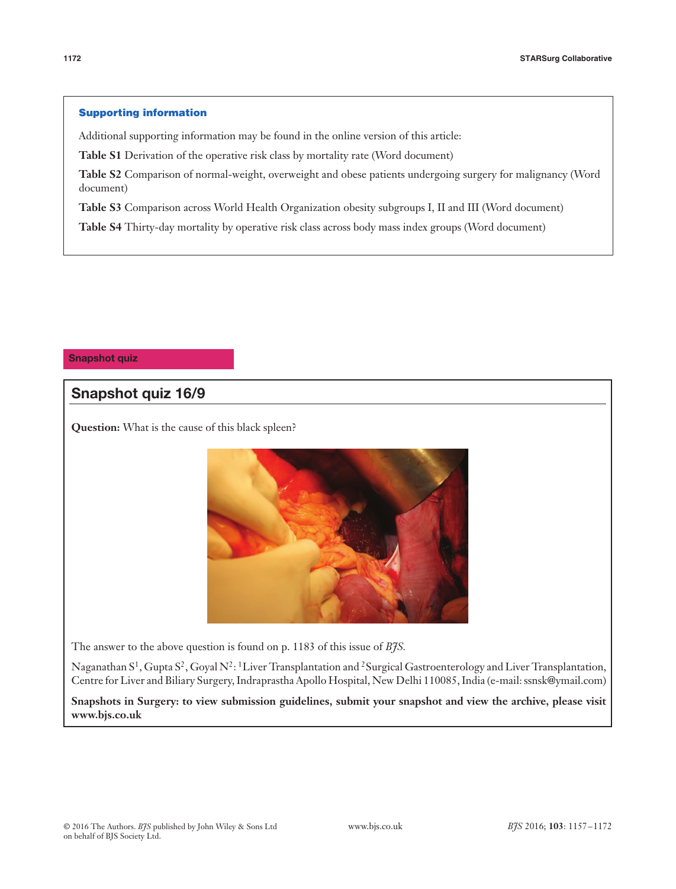## Supporting information

Additional supporting information may be found in the online version of this article:

**Table S1** Derivation of the operative risk class by mortality rate (Word document)

**Table S2** Comparison of normal-weight, overweight and obese patients undergoing surgery for malignancy (Word document)

**Table S3** Comparison across World Health Organization obesity subgroups I, II and III (Word document)

**Table S4** Thirty-day mortality by operative risk class across body mass index groups (Word document)

**Snapshot quiz**

## Snapshot quiz 16/9

**Question:** What is the cause of this black spleen?

The answer to the above question is found on p. 1183 of this issue of *BJS*.

Naganathan S[1], Gupta S[2], Goyal N[2]: [1]Liver Transplantation and [2]Surgical Gastroenterology and Liver Transplantation, Centre for Liver and Biliary Surgery, Indraprastha Apollo Hospital, New Delhi 110085, India (e-mail: ssnsk@ymail.com)

**Snapshots in Surgery: to view submission guidelines, submit your snapshot and view the archive, please visit www.bjs.co.uk**